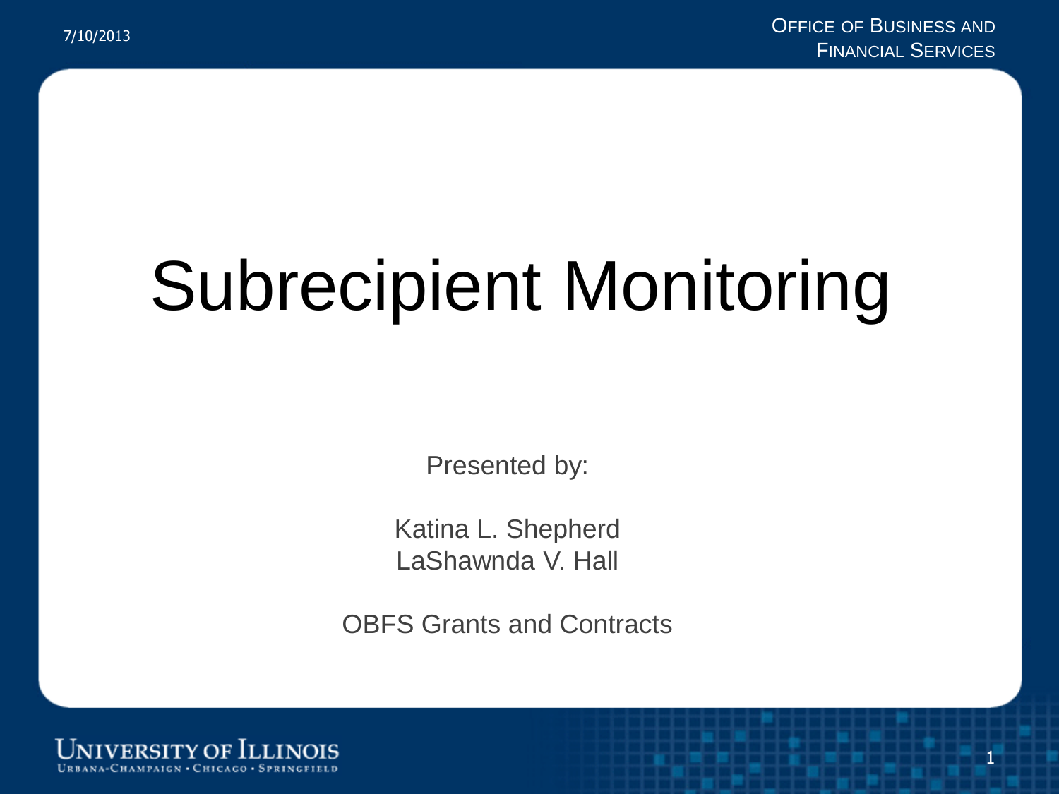# Subrecipient Monitoring

Presented by:

Katina L. Shepherd
LaShawnda V. Hall

OBFS Grants and Contracts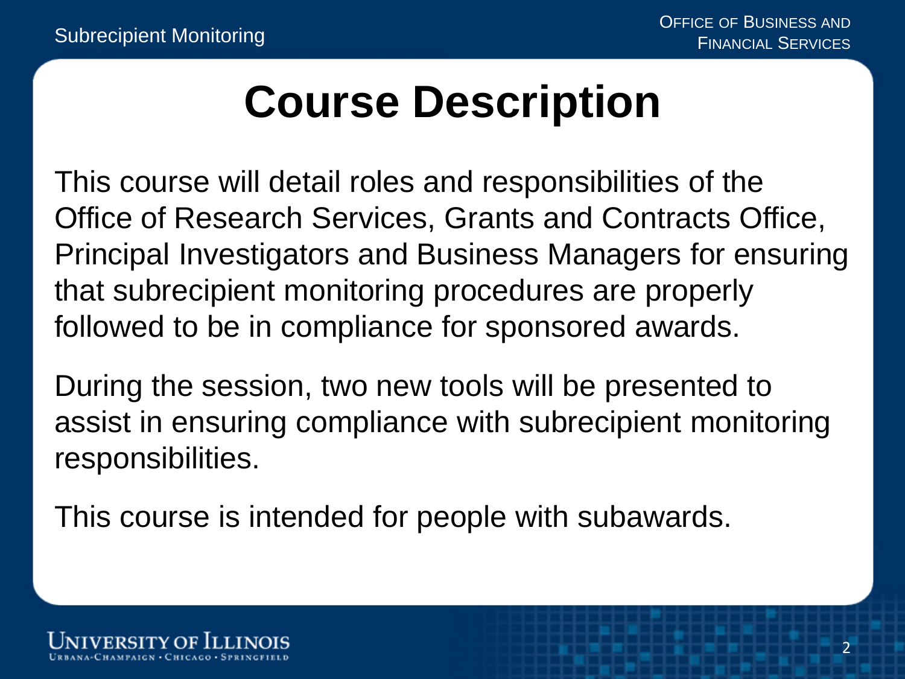# Course Description

This course will detail roles and responsibilities of the Office of Research Services, Grants and Contracts Office, Principal Investigators and Business Managers for ensuring that subrecipient monitoring procedures are properly followed to be in compliance for sponsored awards.

During the session, two new tools will be presented to assist in ensuring compliance with subrecipient monitoring responsibilities.

This course is intended for people with subawards.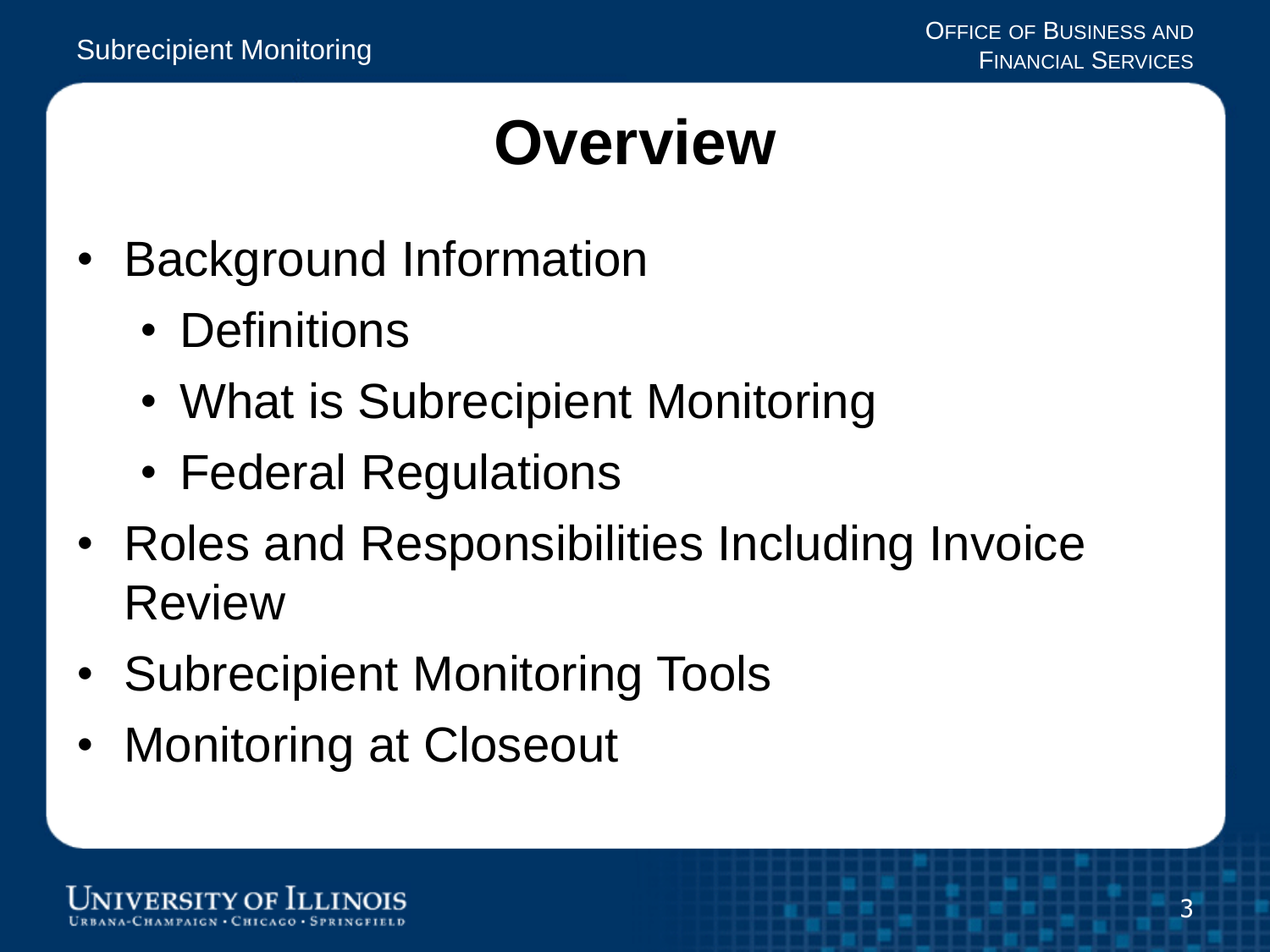# Overview

- Background Information
  - Definitions
  - What is Subrecipient Monitoring
  - Federal Regulations
- Roles and Responsibilities Including Invoice Review
- Subrecipient Monitoring Tools
- Monitoring at Closeout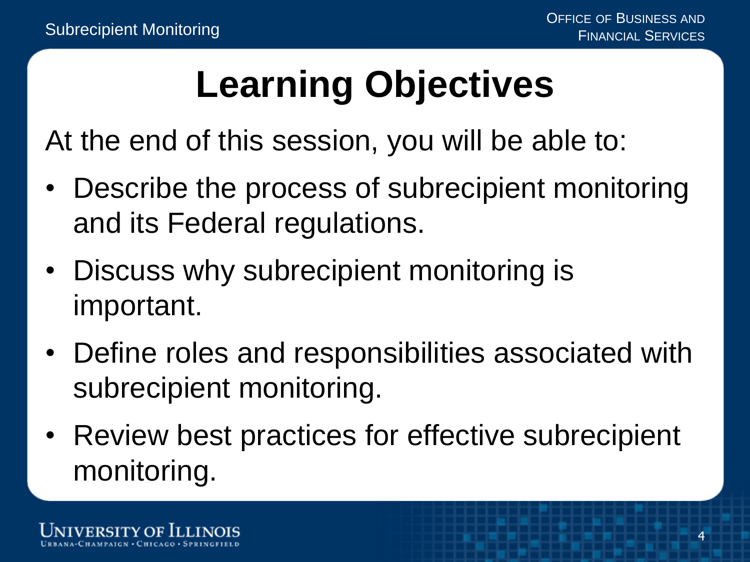# Learning Objectives

At the end of this session, you will be able to:

- Describe the process of subrecipient monitoring and its Federal regulations.
- Discuss why subrecipient monitoring is important.
- Define roles and responsibilities associated with subrecipient monitoring.
- Review best practices for effective subrecipient monitoring.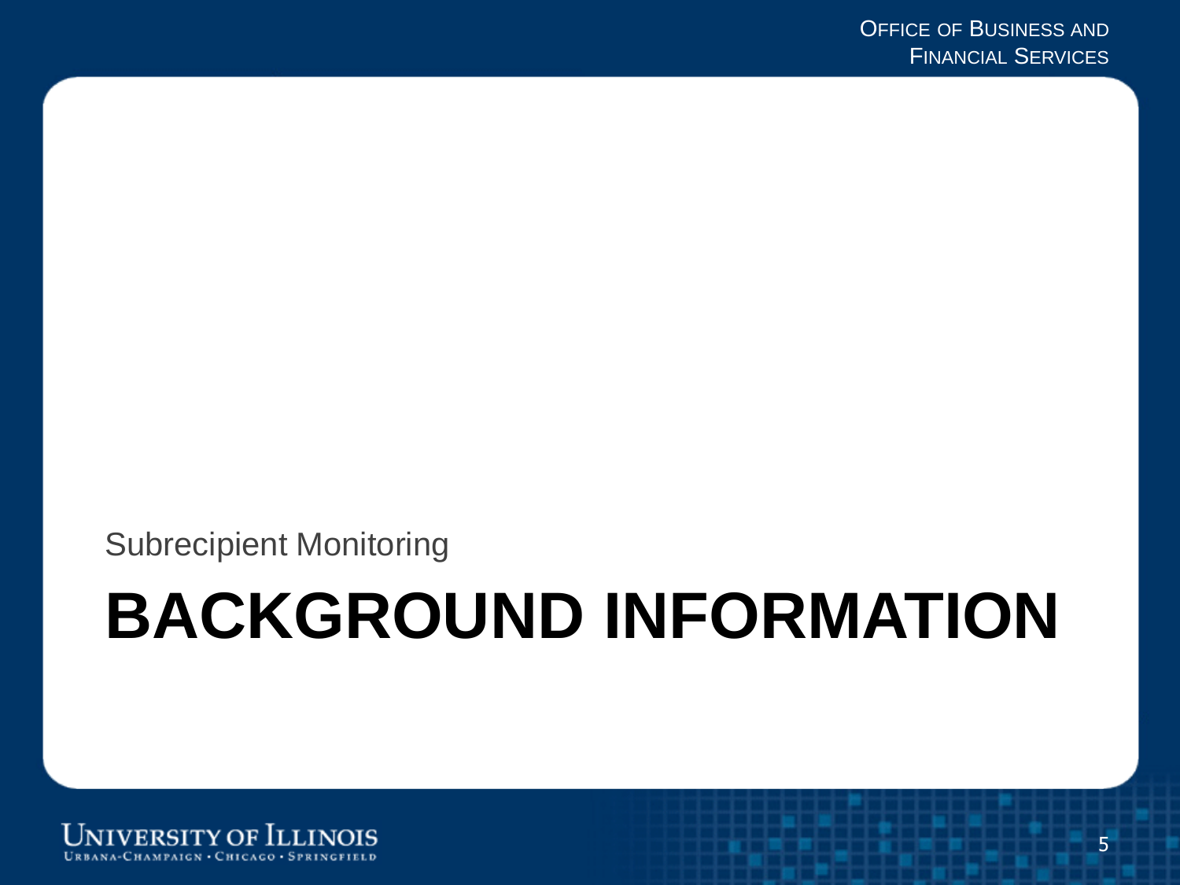Subrecipient Monitoring

# BACKGROUND INFORMATION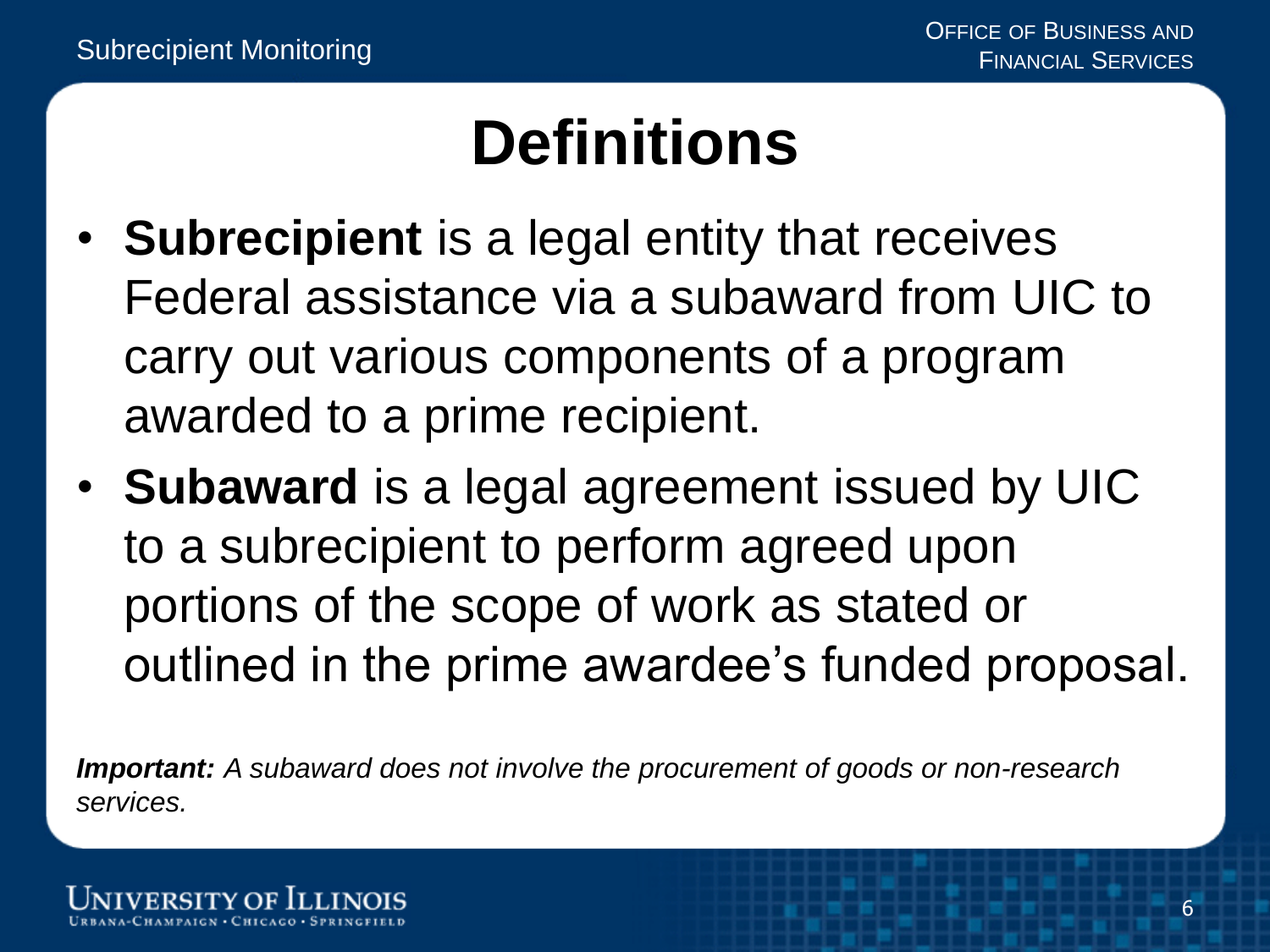# Definitions

- **Subrecipient** is a legal entity that receives Federal assistance via a subaward from UIC to carry out various components of a program awarded to a prime recipient.
- **Subaward** is a legal agreement issued by UIC to a subrecipient to perform agreed upon portions of the scope of work as stated or outlined in the prime awardee's funded proposal.

***Important:*** *A subaward does not involve the procurement of goods or non-research services.*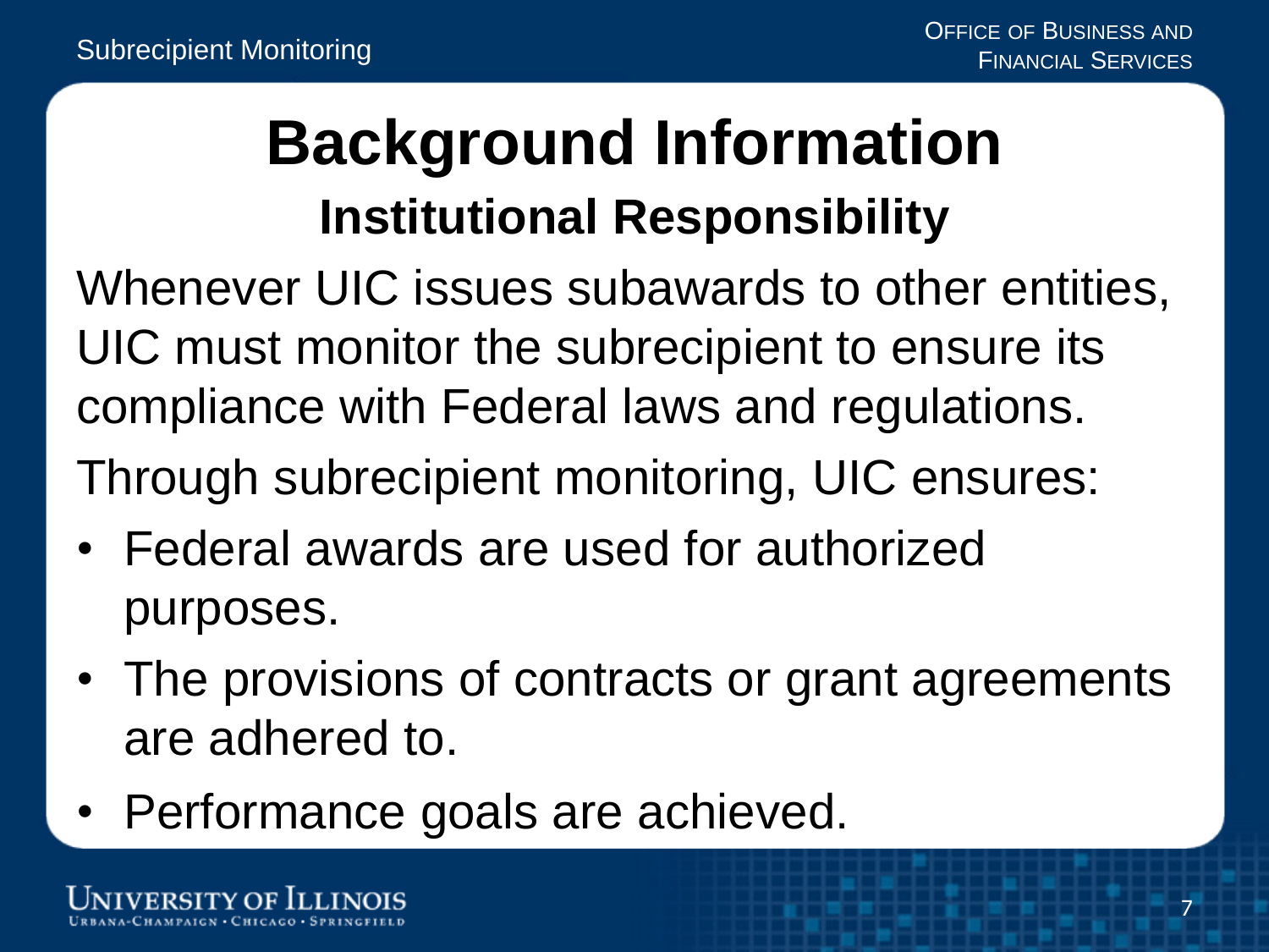# Background Information

## Institutional Responsibility

Whenever UIC issues subawards to other entities, UIC must monitor the subrecipient to ensure its compliance with Federal laws and regulations.

Through subrecipient monitoring, UIC ensures:

- Federal awards are used for authorized purposes.
- The provisions of contracts or grant agreements are adhered to.
- Performance goals are achieved.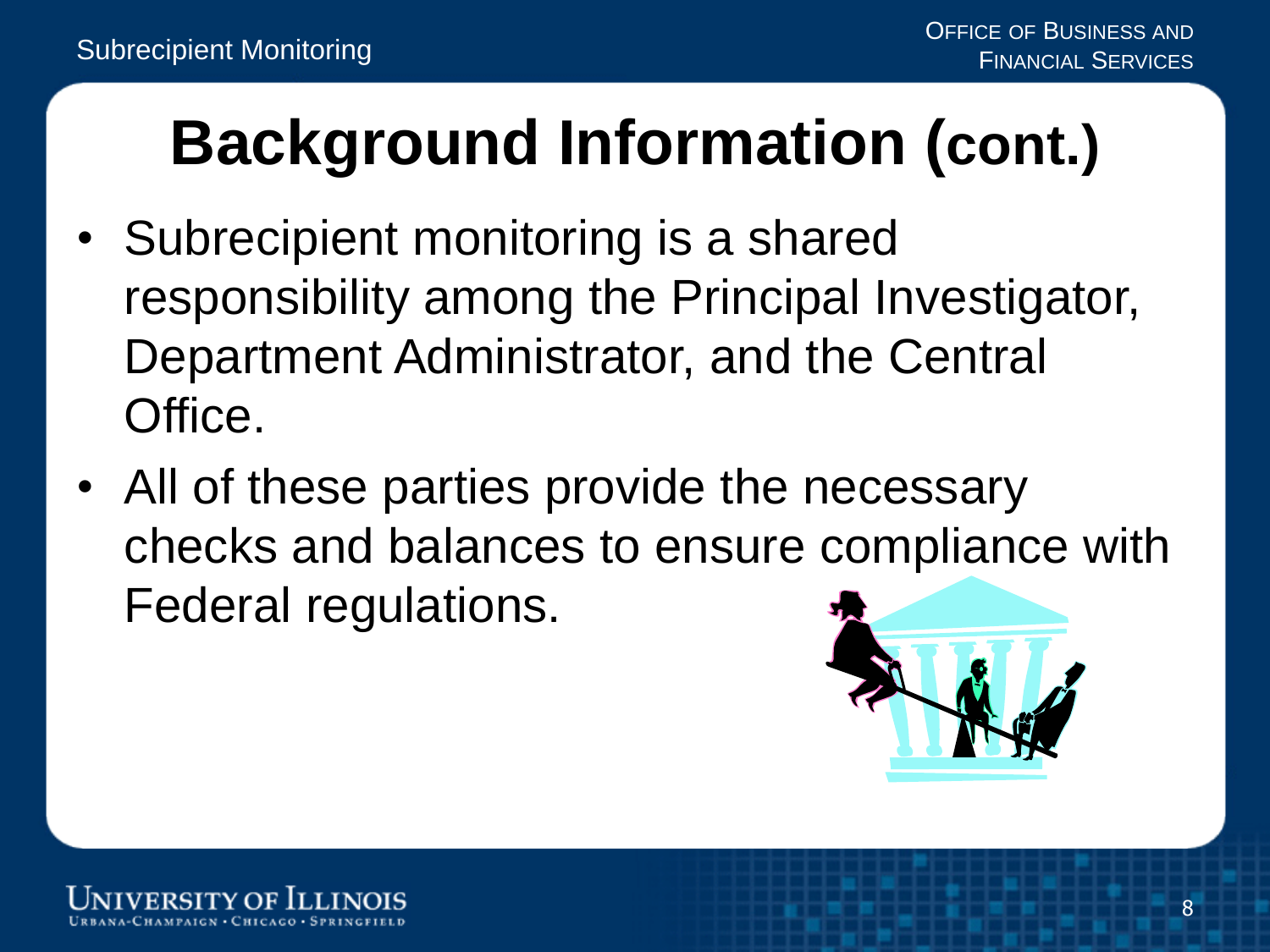# Background Information (cont.)

- Subrecipient monitoring is a shared responsibility among the Principal Investigator, Department Administrator, and the Central Office.
- All of these parties provide the necessary checks and balances to ensure compliance with Federal regulations.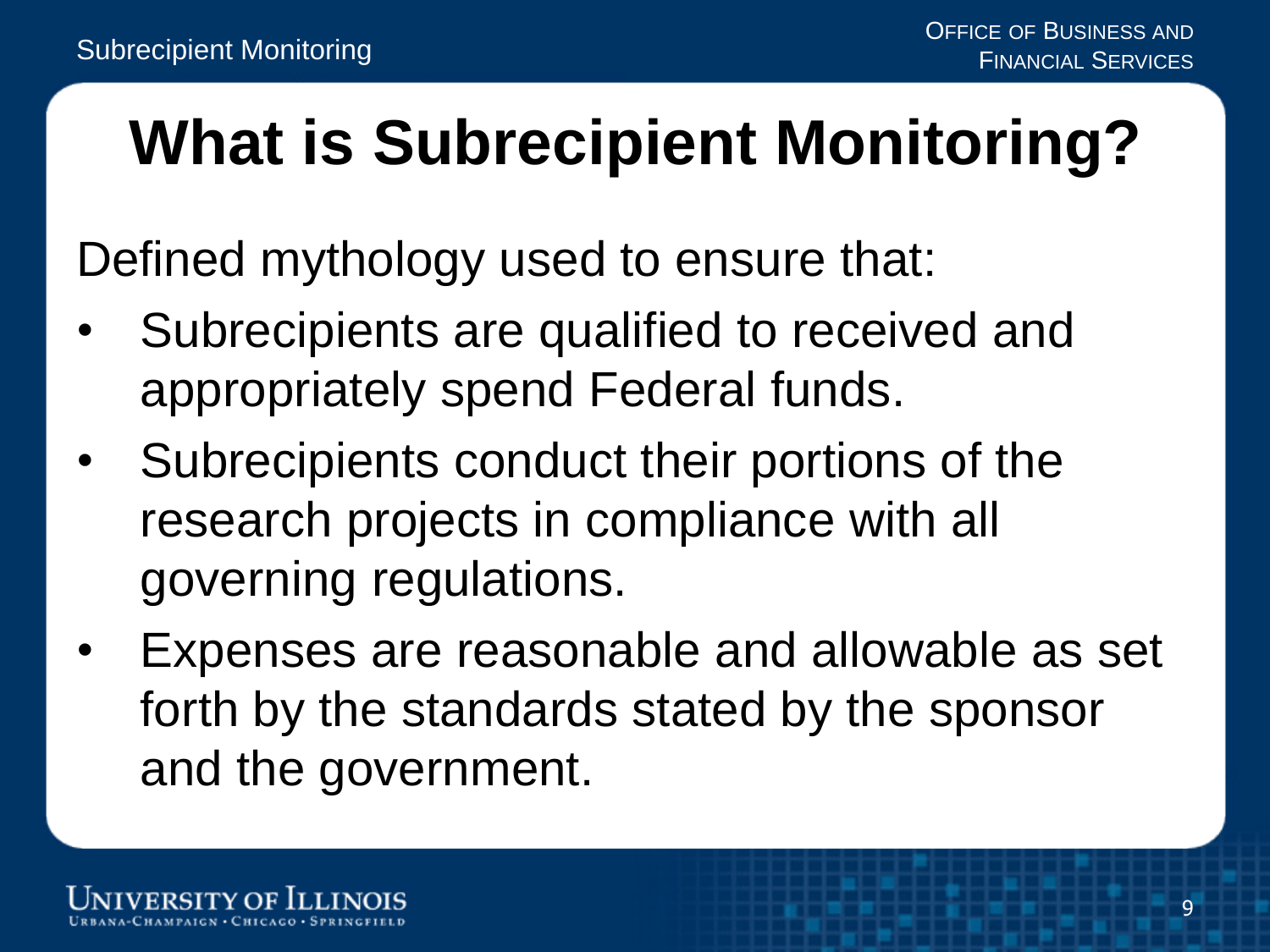# What is Subrecipient Monitoring?

Defined mythology used to ensure that:

- Subrecipients are qualified to received and appropriately spend Federal funds.
- Subrecipients conduct their portions of the research projects in compliance with all governing regulations.
- Expenses are reasonable and allowable as set forth by the standards stated by the sponsor and the government.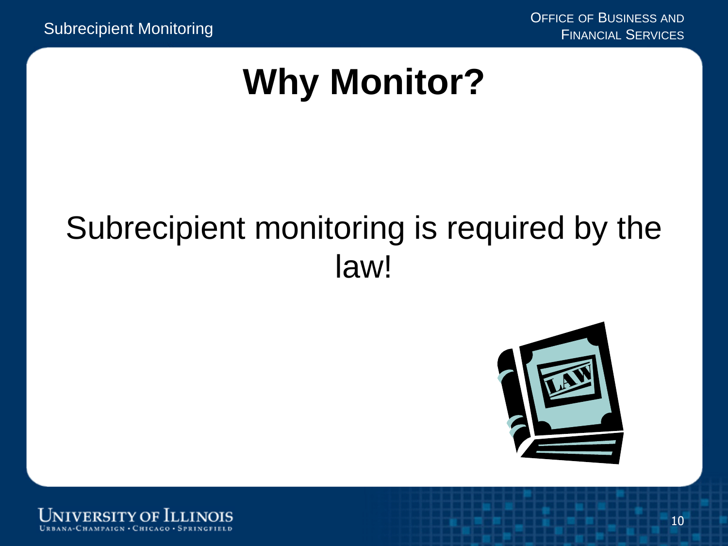# Why Monitor?

Subrecipient monitoring is required by the law!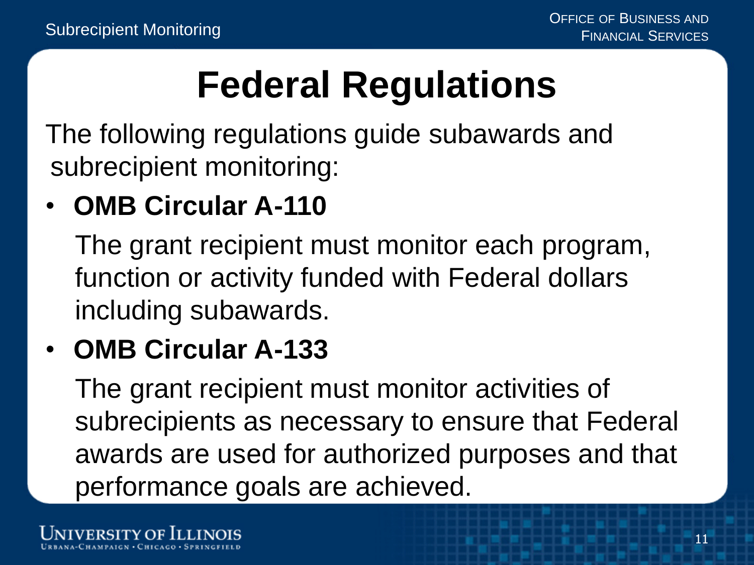# Federal Regulations

The following regulations guide subawards and subrecipient monitoring:

- **OMB Circular A-110**

  The grant recipient must monitor each program, function or activity funded with Federal dollars including subawards.

- **OMB Circular A-133**

  The grant recipient must monitor activities of subrecipients as necessary to ensure that Federal awards are used for authorized purposes and that performance goals are achieved.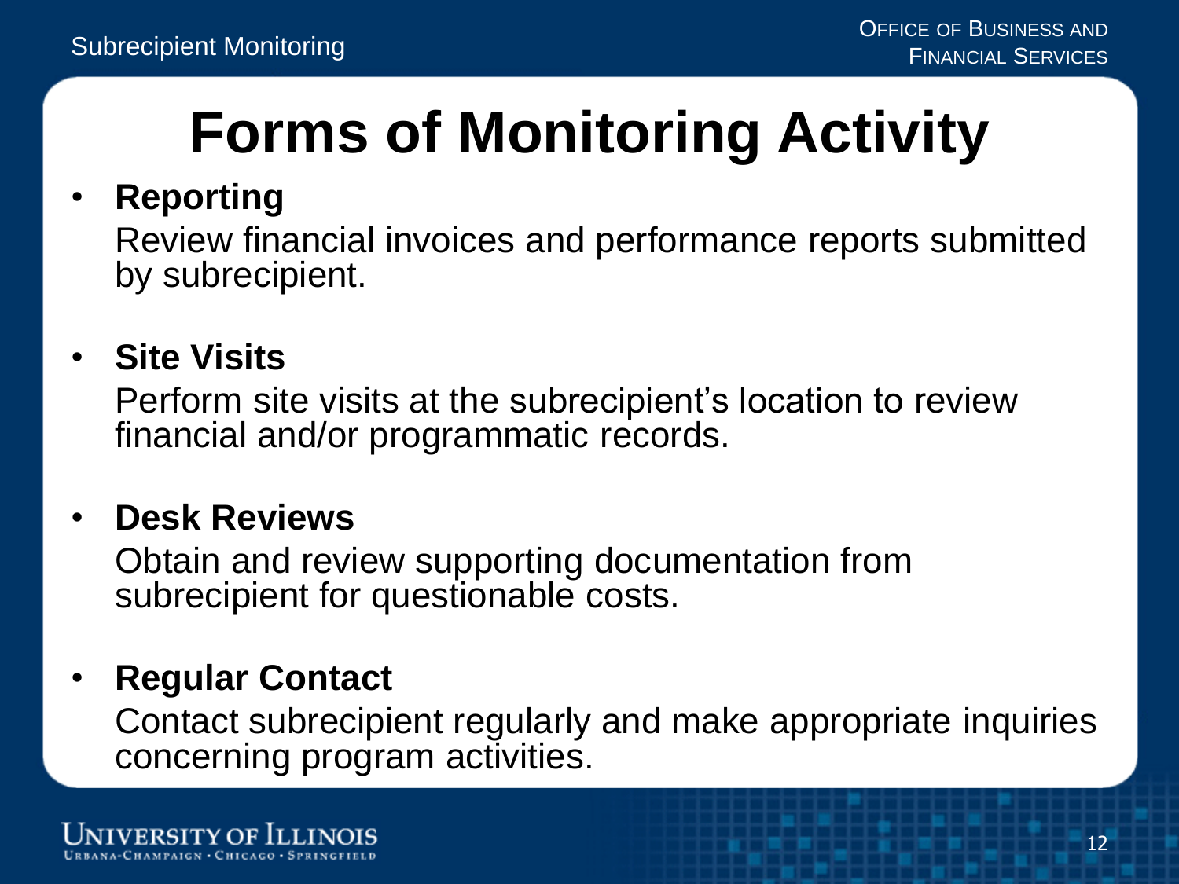# Forms of Monitoring Activity

- **Reporting**

  Review financial invoices and performance reports submitted by subrecipient.

- **Site Visits**

  Perform site visits at the subrecipient's location to review financial and/or programmatic records.

- **Desk Reviews**

  Obtain and review supporting documentation from subrecipient for questionable costs.

- **Regular Contact**

  Contact subrecipient regularly and make appropriate inquiries concerning program activities.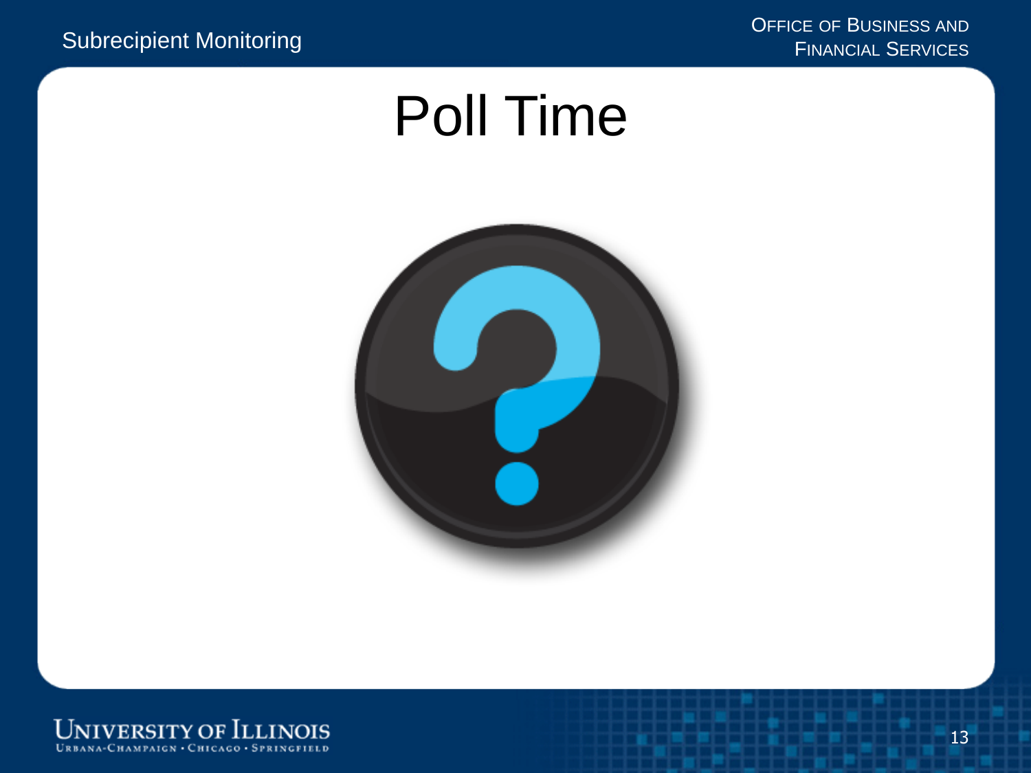# Poll Time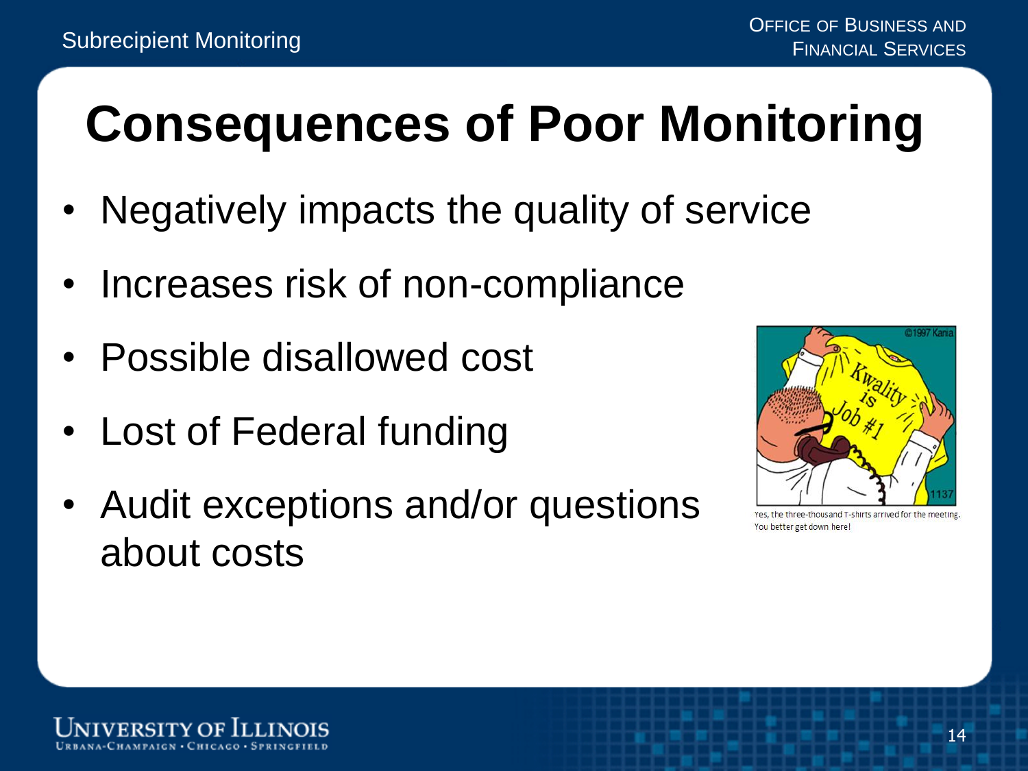# Consequences of Poor Monitoring

- Negatively impacts the quality of service
- Increases risk of non-compliance
- Possible disallowed cost
- Lost of Federal funding
- Audit exceptions and/or questions about costs

Yes, the three-thousand T-shirts arrived for the meeting. You better get down here!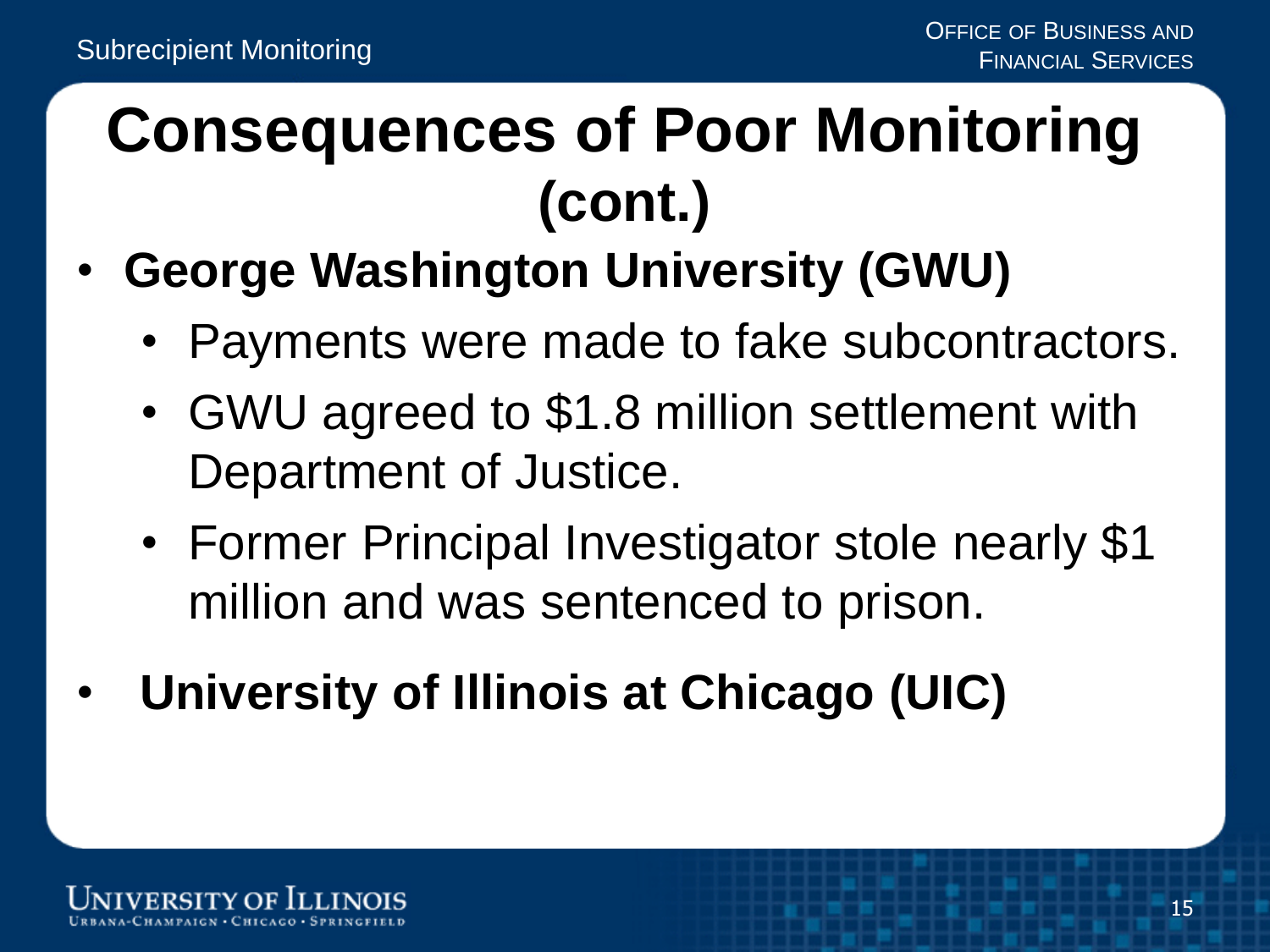# Consequences of Poor Monitoring (cont.)

- **George Washington University (GWU)**
  - Payments were made to fake subcontractors.
  - GWU agreed to $1.8 million settlement with Department of Justice.
  - Former Principal Investigator stole nearly $1 million and was sentenced to prison.
- **University of Illinois at Chicago (UIC)**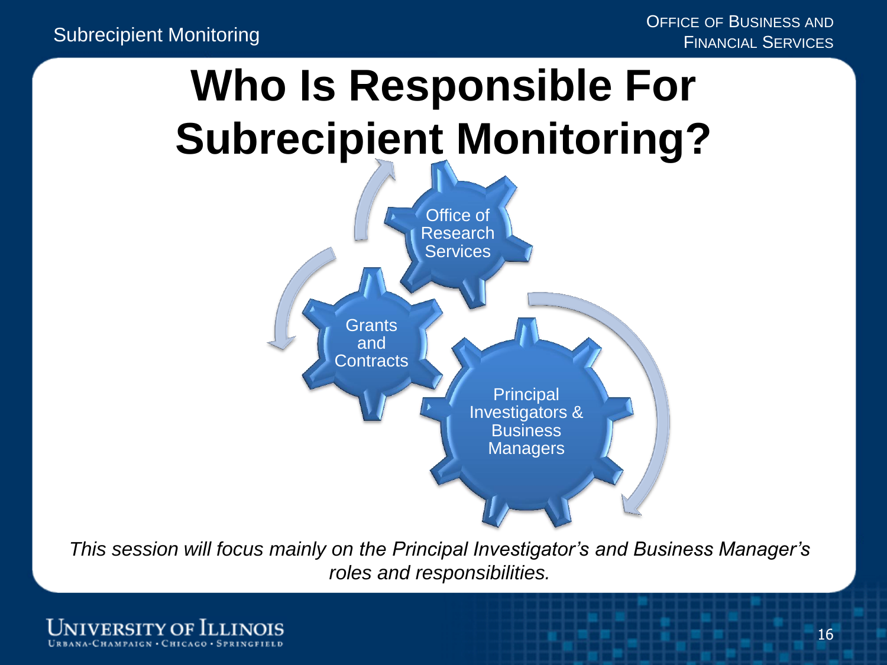# Who Is Responsible For Subrecipient Monitoring?

- Office of Research Services
- Grants and Contracts
- Principal Investigators & Business Managers

*This session will focus mainly on the Principal Investigator's and Business Manager's roles and responsibilities.*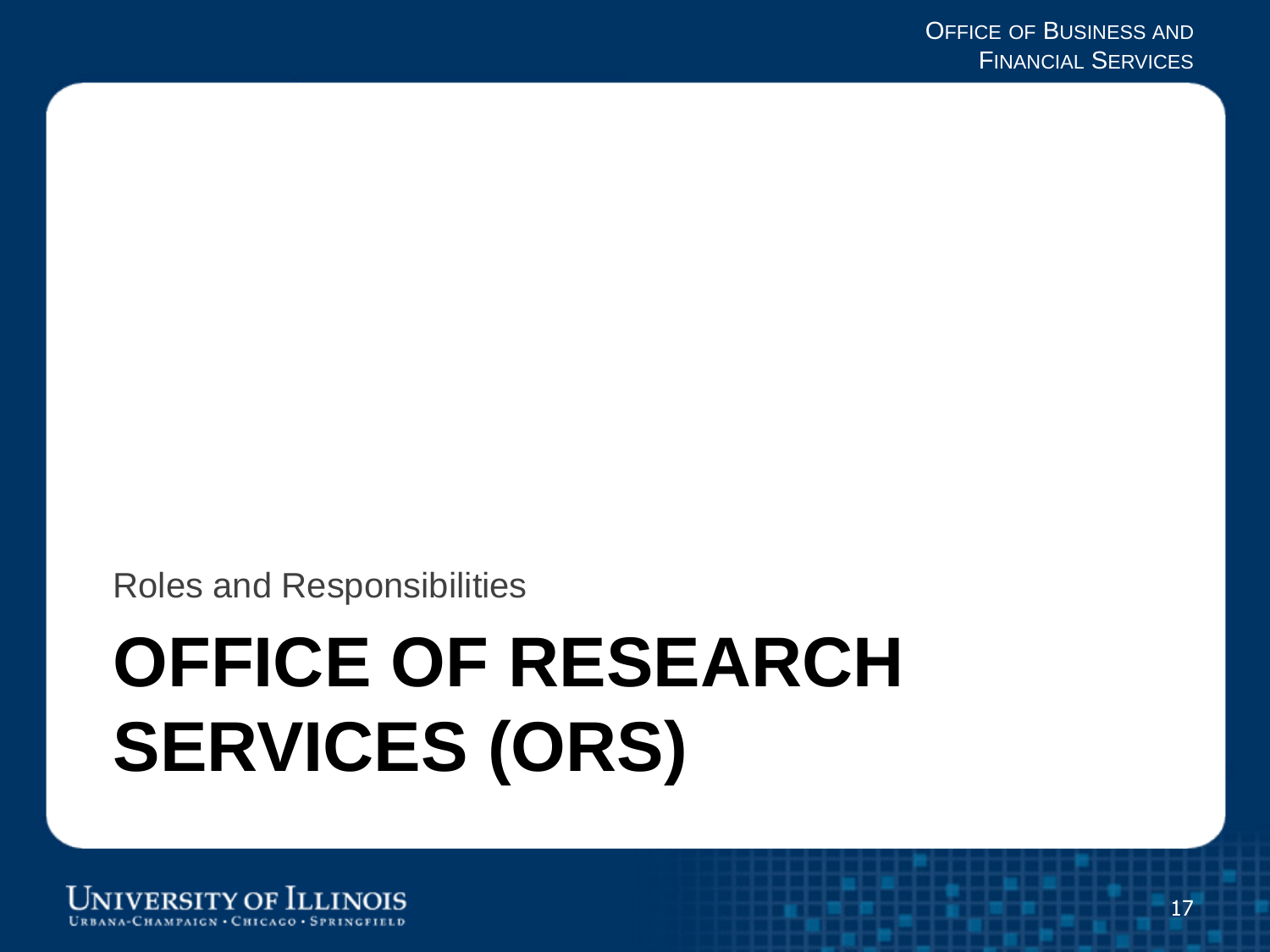Roles and Responsibilities

# OFFICE OF RESEARCH SERVICES (ORS)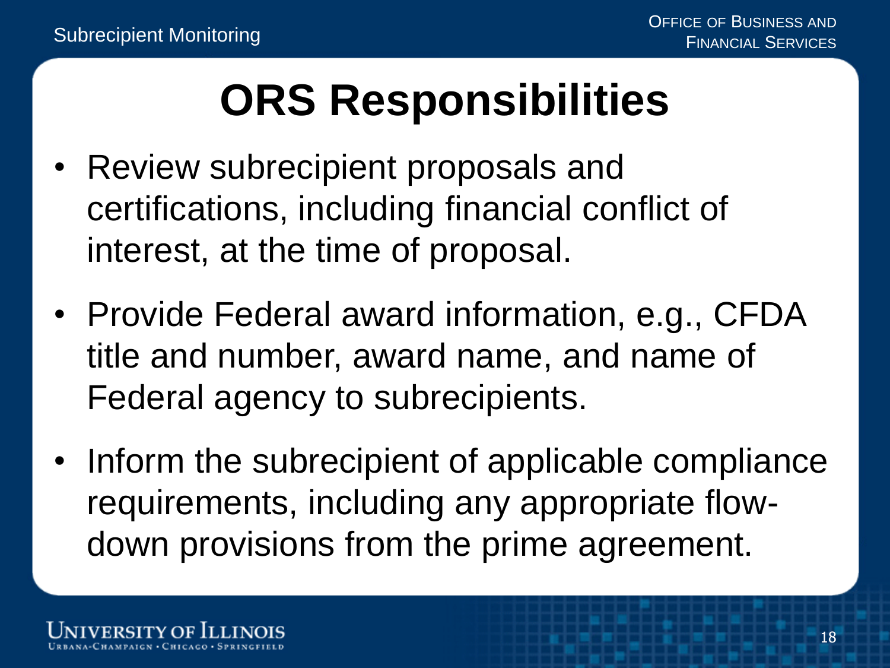# ORS Responsibilities

- Review subrecipient proposals and certifications, including financial conflict of interest, at the time of proposal.
- Provide Federal award information, e.g., CFDA title and number, award name, and name of Federal agency to subrecipients.
- Inform the subrecipient of applicable compliance requirements, including any appropriate flow-down provisions from the prime agreement.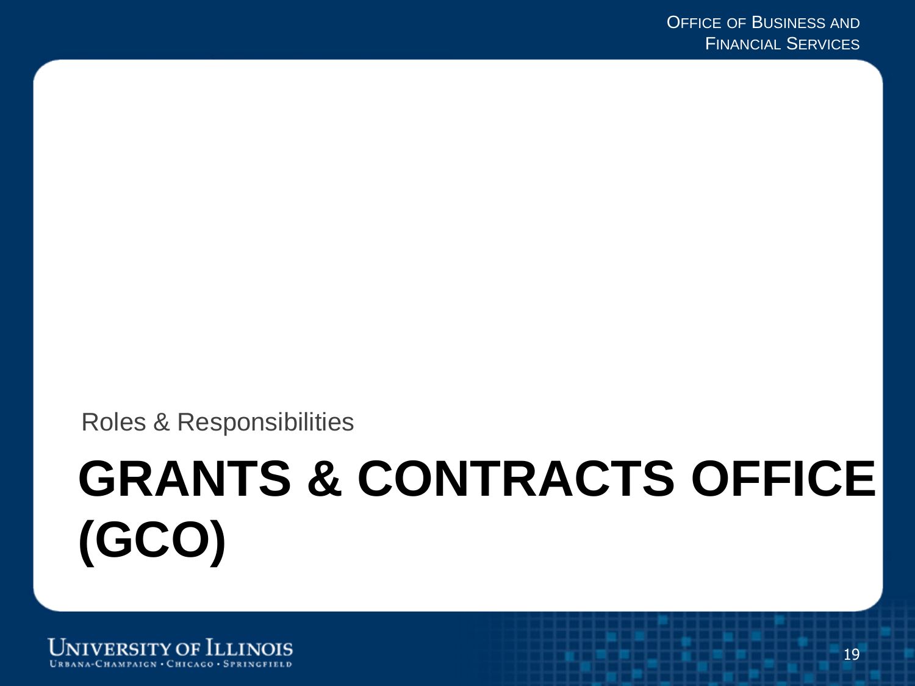Roles & Responsibilities

# GRANTS & CONTRACTS OFFICE (GCO)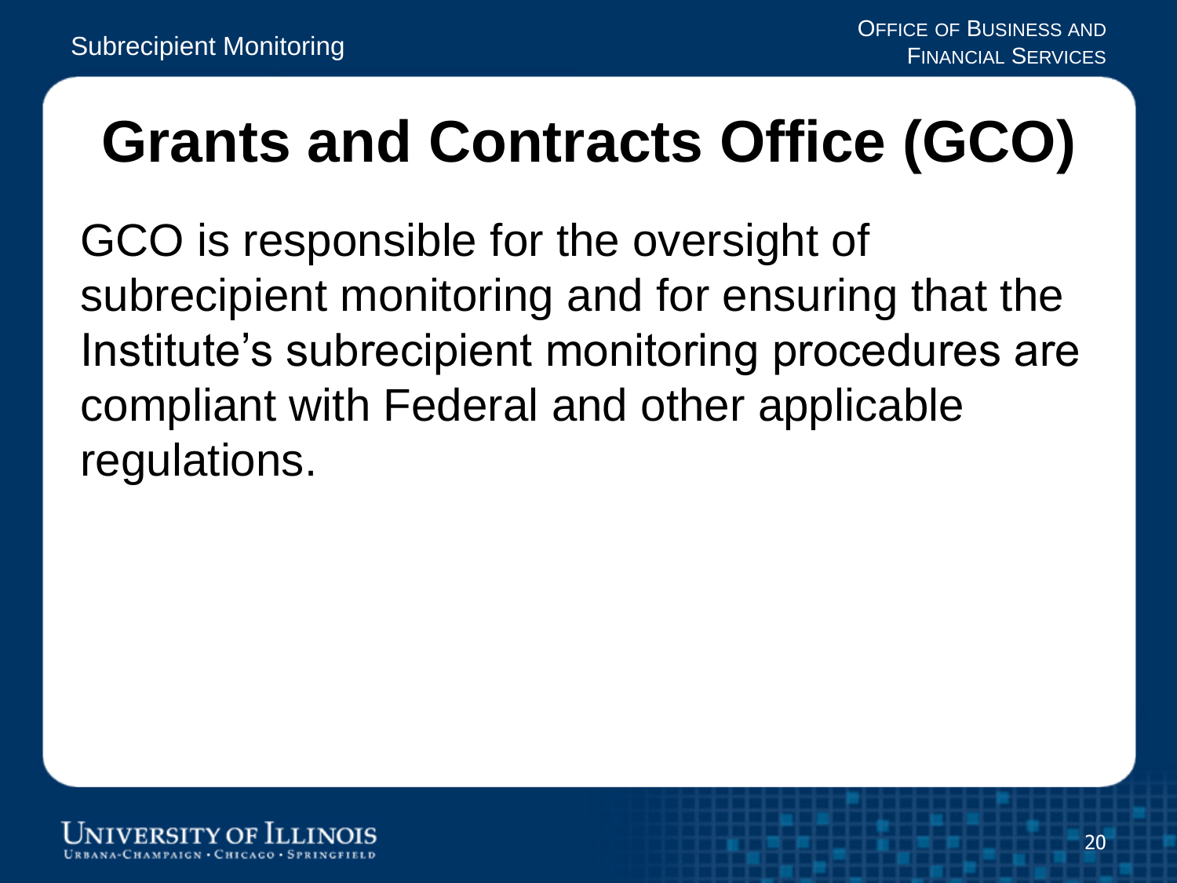# Grants and Contracts Office (GCO)

GCO is responsible for the oversight of subrecipient monitoring and for ensuring that the Institute's subrecipient monitoring procedures are compliant with Federal and other applicable regulations.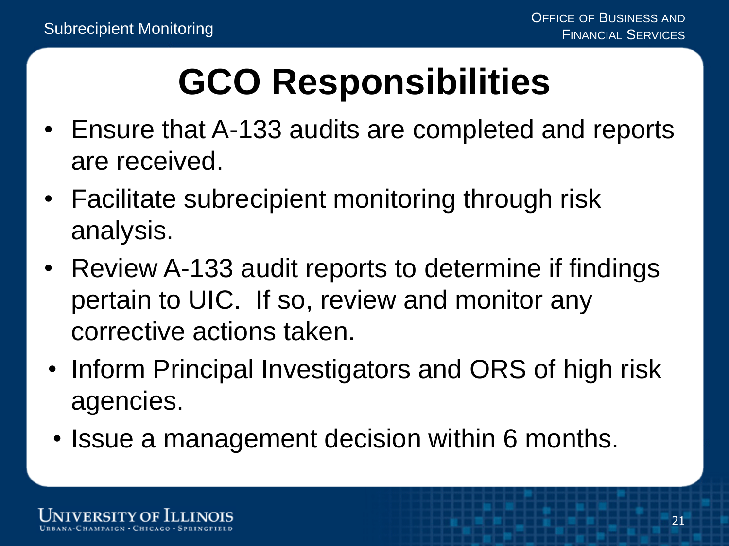# GCO Responsibilities

- Ensure that A-133 audits are completed and reports are received.
- Facilitate subrecipient monitoring through risk analysis.
- Review A-133 audit reports to determine if findings pertain to UIC. If so, review and monitor any corrective actions taken.
- Inform Principal Investigators and ORS of high risk agencies.
- Issue a management decision within 6 months.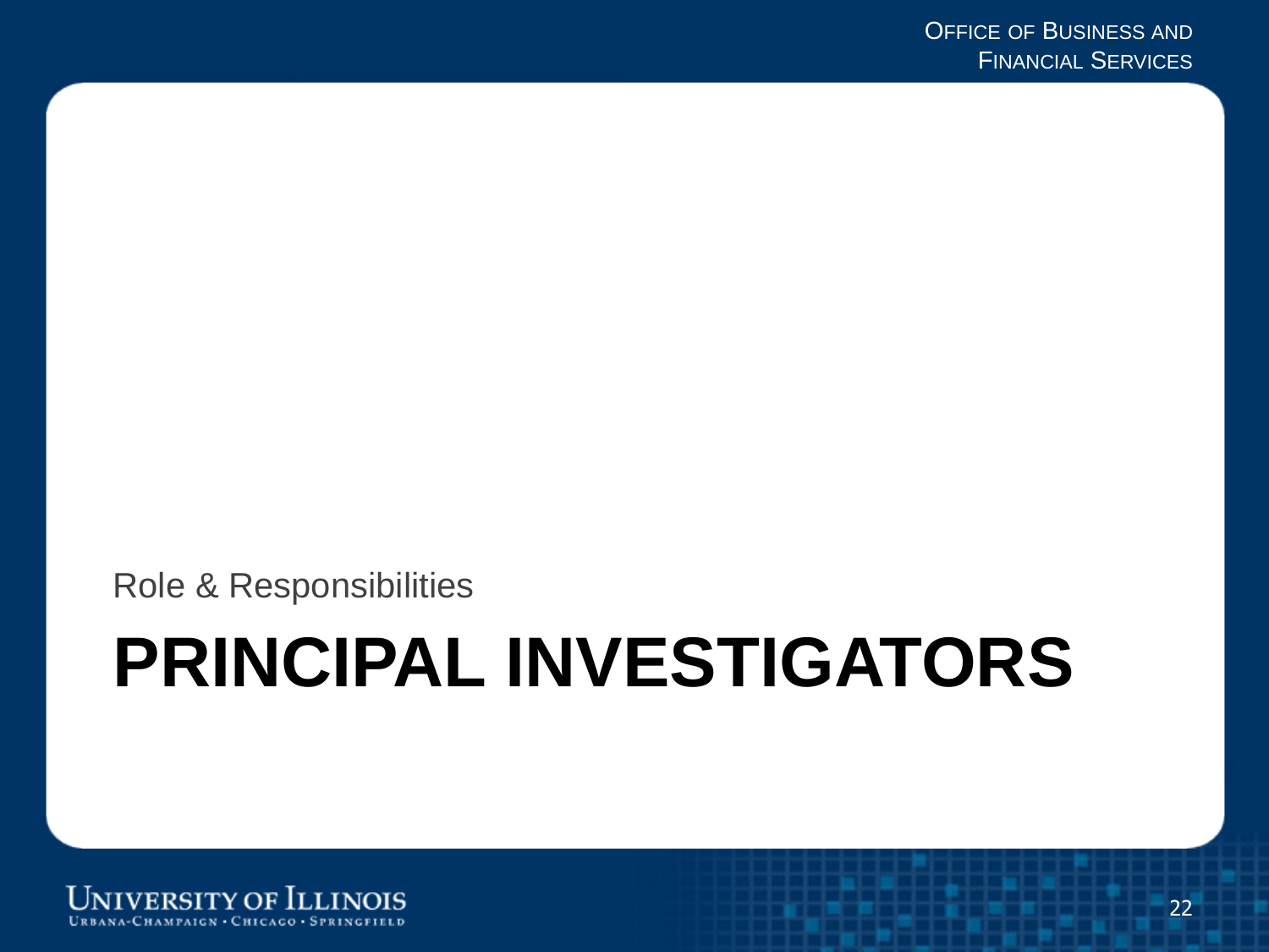Role & Responsibilities

# PRINCIPAL INVESTIGATORS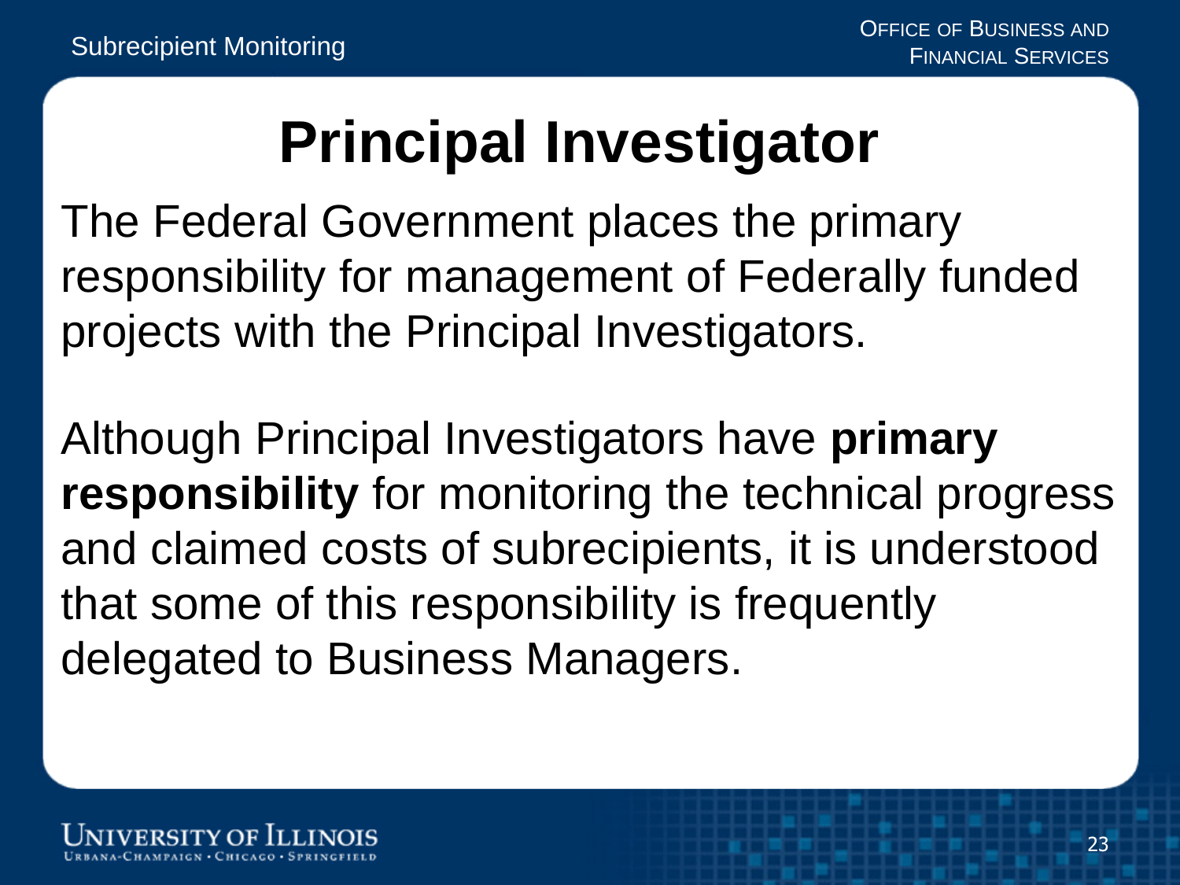# Principal Investigator

The Federal Government places the primary responsibility for management of Federally funded projects with the Principal Investigators.

Although Principal Investigators have **primary responsibility** for monitoring the technical progress and claimed costs of subrecipients, it is understood that some of this responsibility is frequently delegated to Business Managers.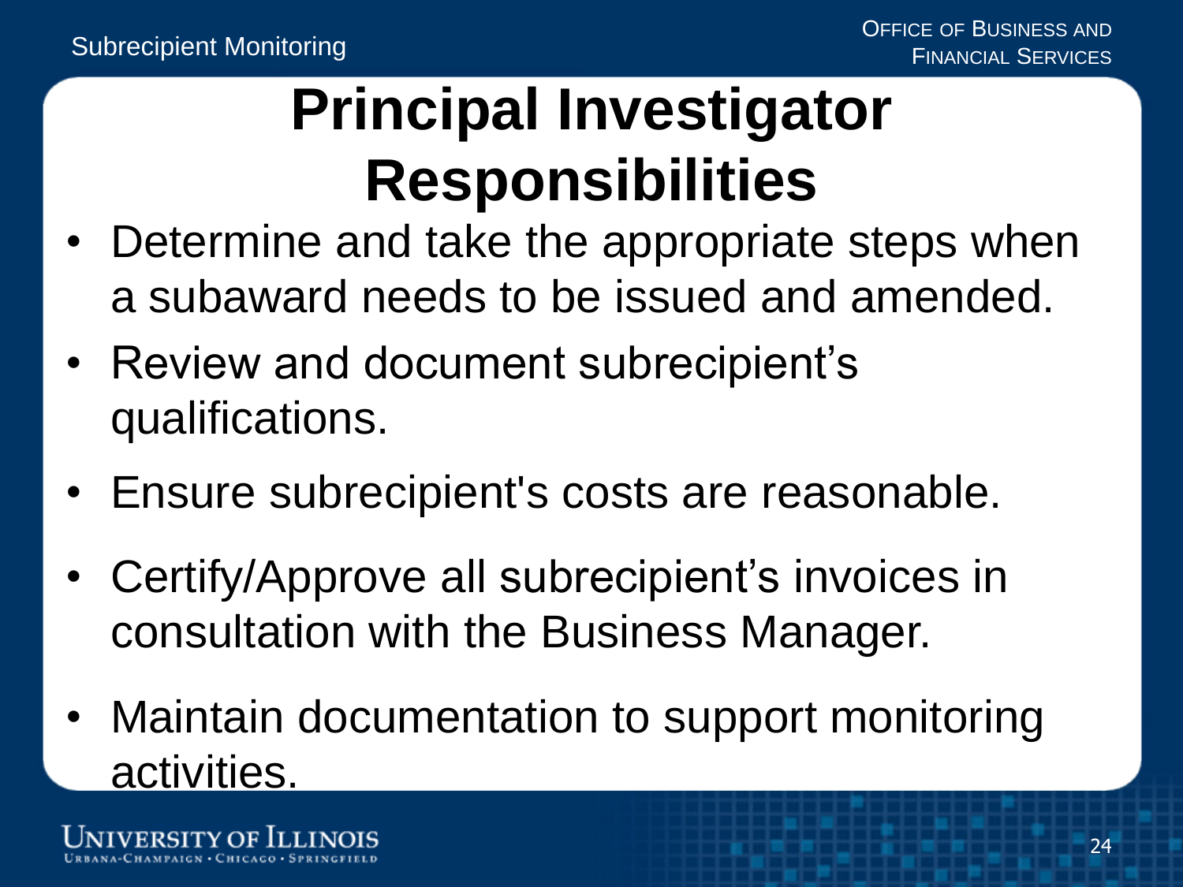# Principal Investigator Responsibilities

- Determine and take the appropriate steps when a subaward needs to be issued and amended.
- Review and document subrecipient's qualifications.
- Ensure subrecipient's costs are reasonable.
- Certify/Approve all subrecipient's invoices in consultation with the Business Manager.
- Maintain documentation to support monitoring activities.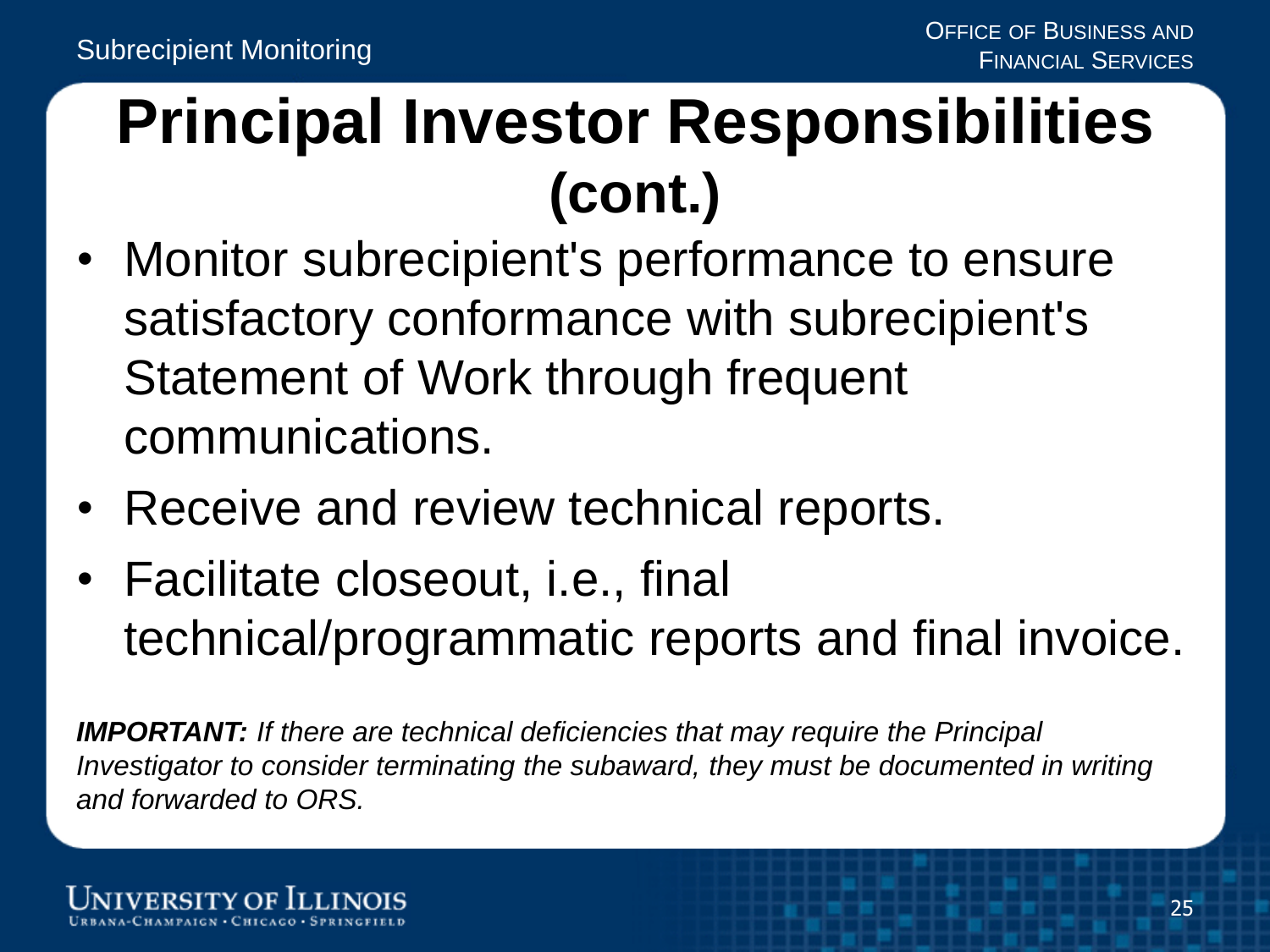# Principal Investor Responsibilities (cont.)

- Monitor subrecipient's performance to ensure satisfactory conformance with subrecipient's Statement of Work through frequent communications.
- Receive and review technical reports.
- Facilitate closeout, i.e., final technical/programmatic reports and final invoice.

***IMPORTANT:*** *If there are technical deficiencies that may require the Principal Investigator to consider terminating the subaward, they must be documented in writing and forwarded to ORS.*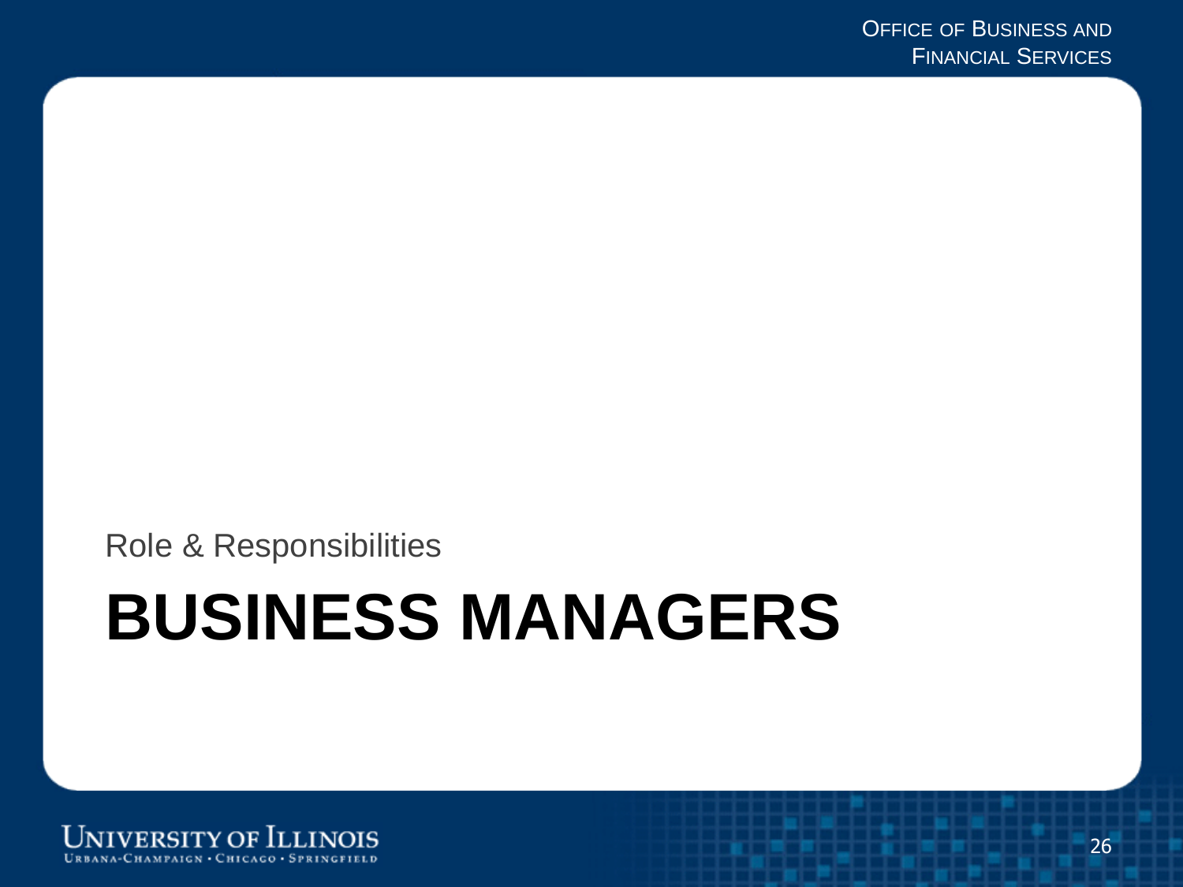Role & Responsibilities

# BUSINESS MANAGERS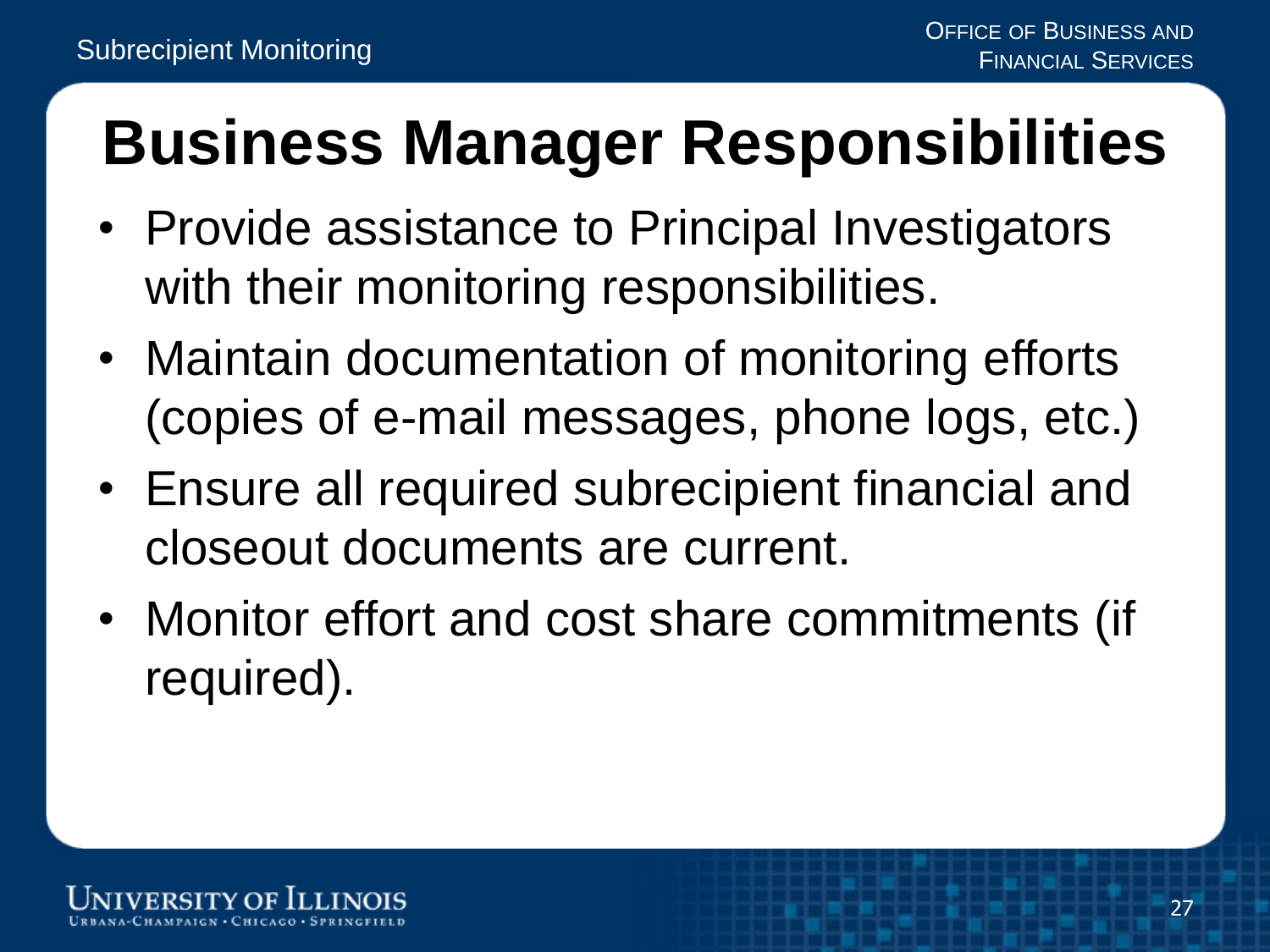# Business Manager Responsibilities

- Provide assistance to Principal Investigators with their monitoring responsibilities.
- Maintain documentation of monitoring efforts (copies of e-mail messages, phone logs, etc.)
- Ensure all required subrecipient financial and closeout documents are current.
- Monitor effort and cost share commitments (if required).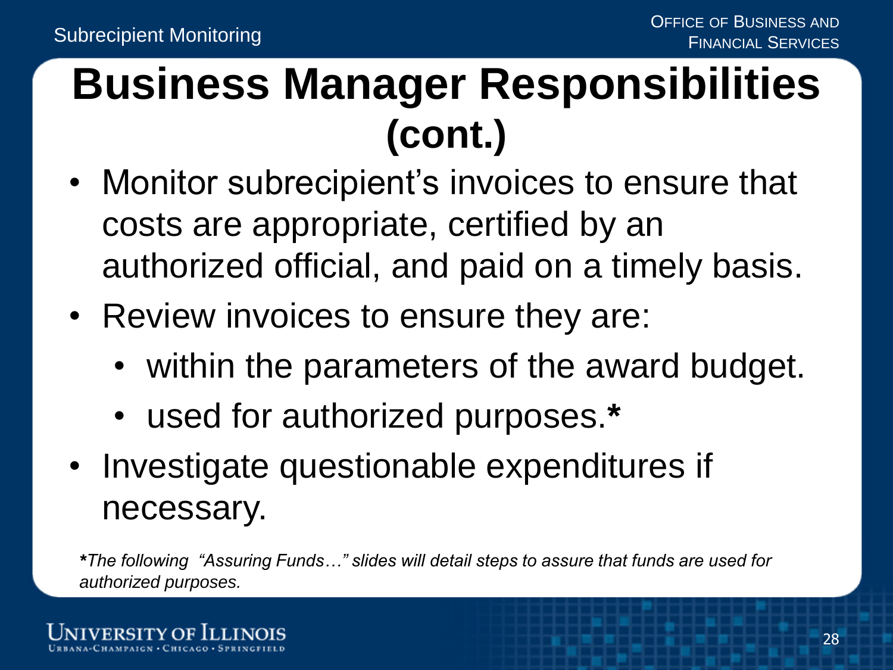# Business Manager Responsibilities (cont.)

- Monitor subrecipient's invoices to ensure that costs are appropriate, certified by an authorized official, and paid on a timely basis.
- Review invoices to ensure they are:
  - within the parameters of the award budget.
  - used for authorized purposes.**\***
- Investigate questionable expenditures if necessary.

***\*****The following "Assuring Funds…" slides will detail steps to assure that funds are used for authorized purposes.***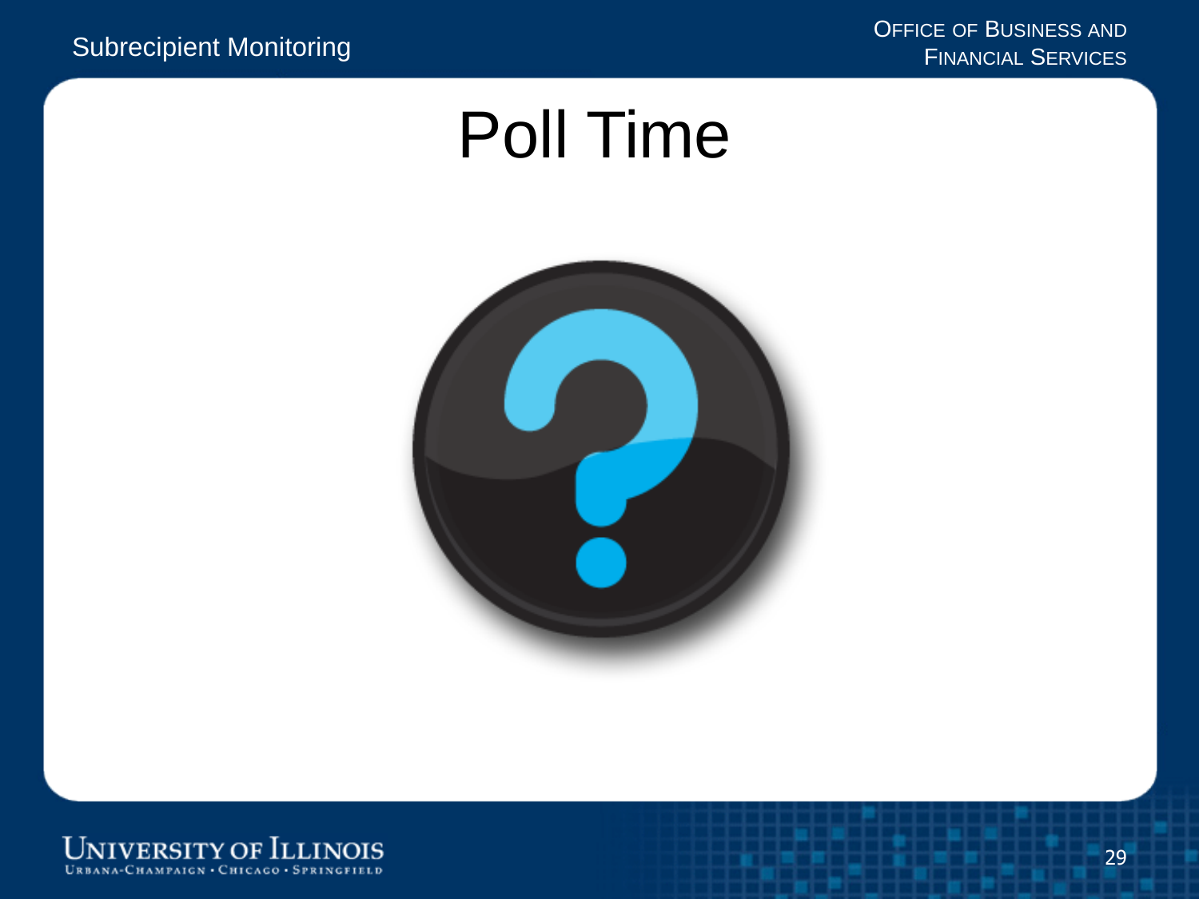# Poll Time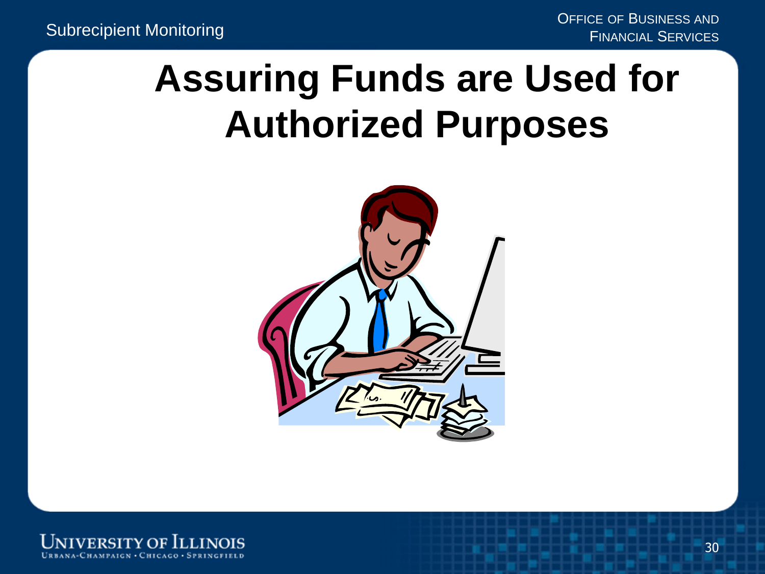# Assuring Funds are Used for Authorized Purposes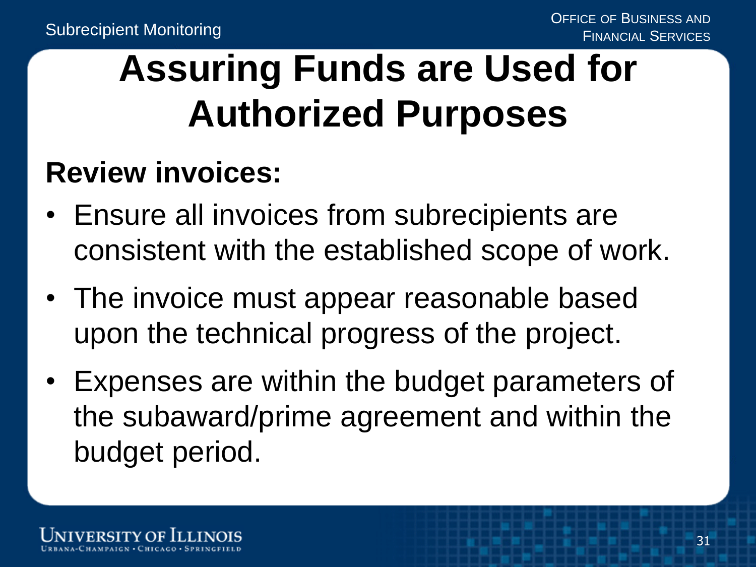# Assuring Funds are Used for Authorized Purposes

**Review invoices:**

- Ensure all invoices from subrecipients are consistent with the established scope of work.
- The invoice must appear reasonable based upon the technical progress of the project.
- Expenses are within the budget parameters of the subaward/prime agreement and within the budget period.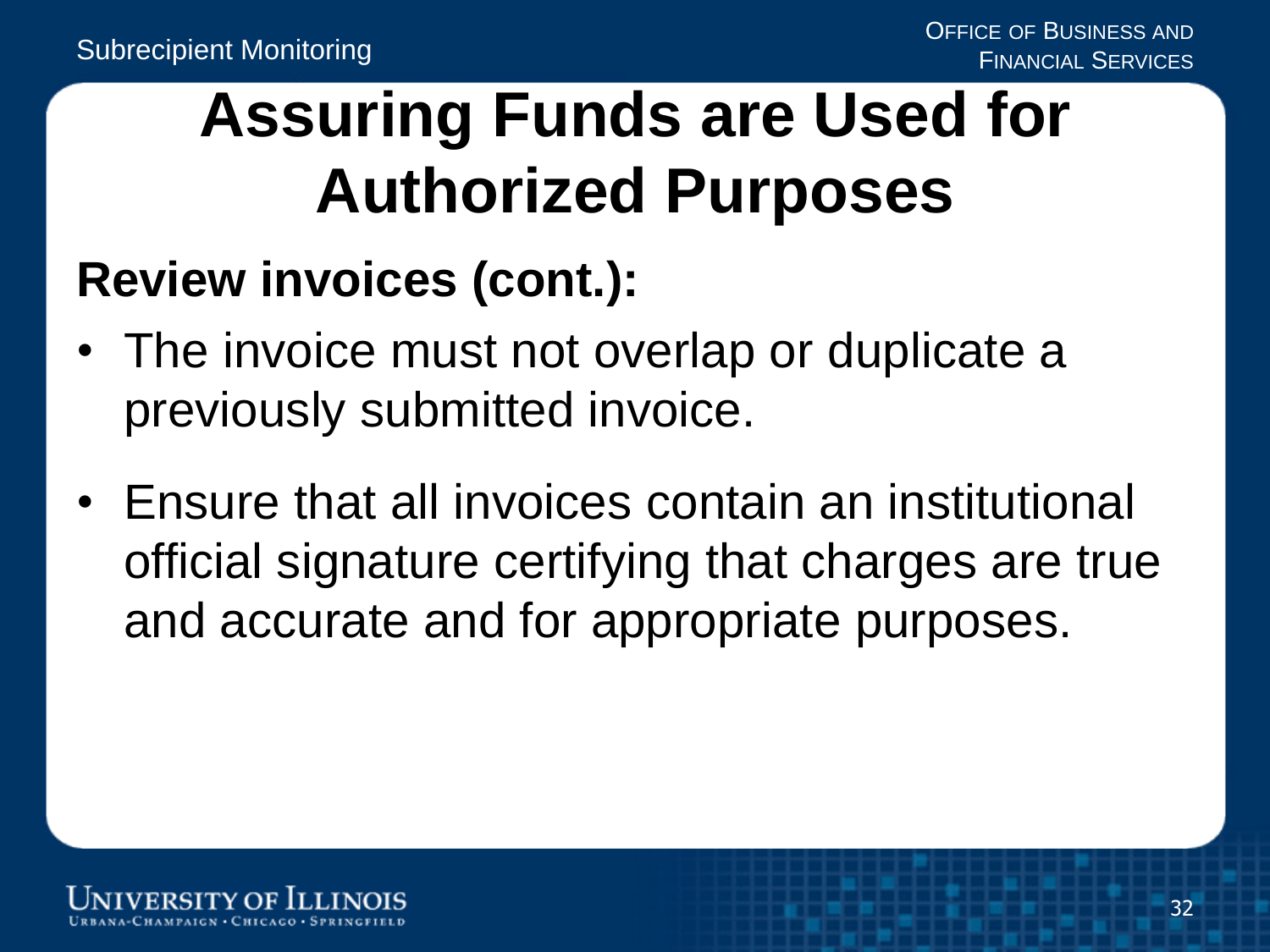# Assuring Funds are Used for Authorized Purposes

**Review invoices (cont.):**

- The invoice must not overlap or duplicate a previously submitted invoice.
- Ensure that all invoices contain an institutional official signature certifying that charges are true and accurate and for appropriate purposes.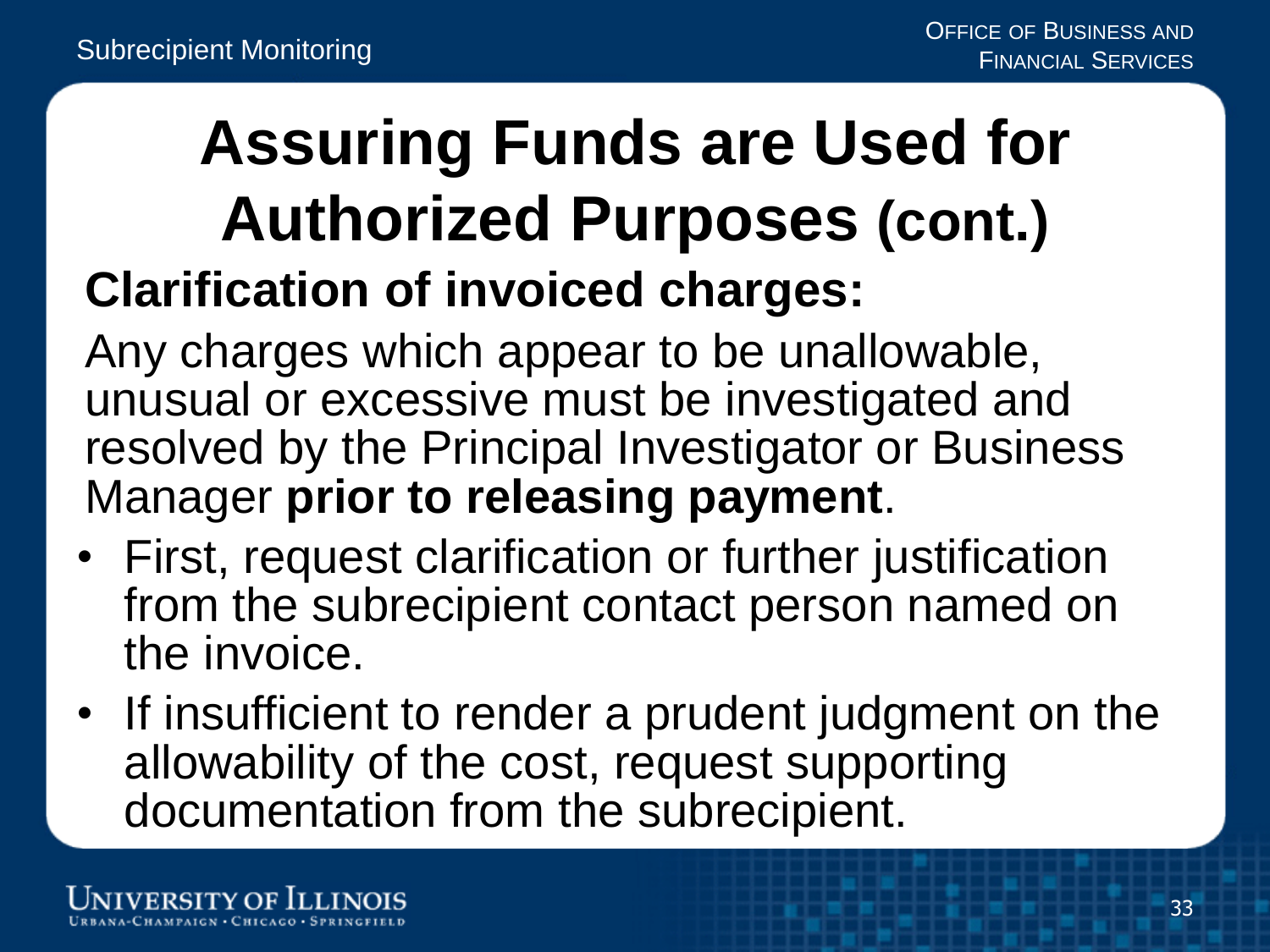# Assuring Funds are Used for Authorized Purposes (cont.)

## Clarification of invoiced charges:

Any charges which appear to be unallowable, unusual or excessive must be investigated and resolved by the Principal Investigator or Business Manager **prior to releasing payment**.

- First, request clarification or further justification from the subrecipient contact person named on the invoice.
- If insufficient to render a prudent judgment on the allowability of the cost, request supporting documentation from the subrecipient.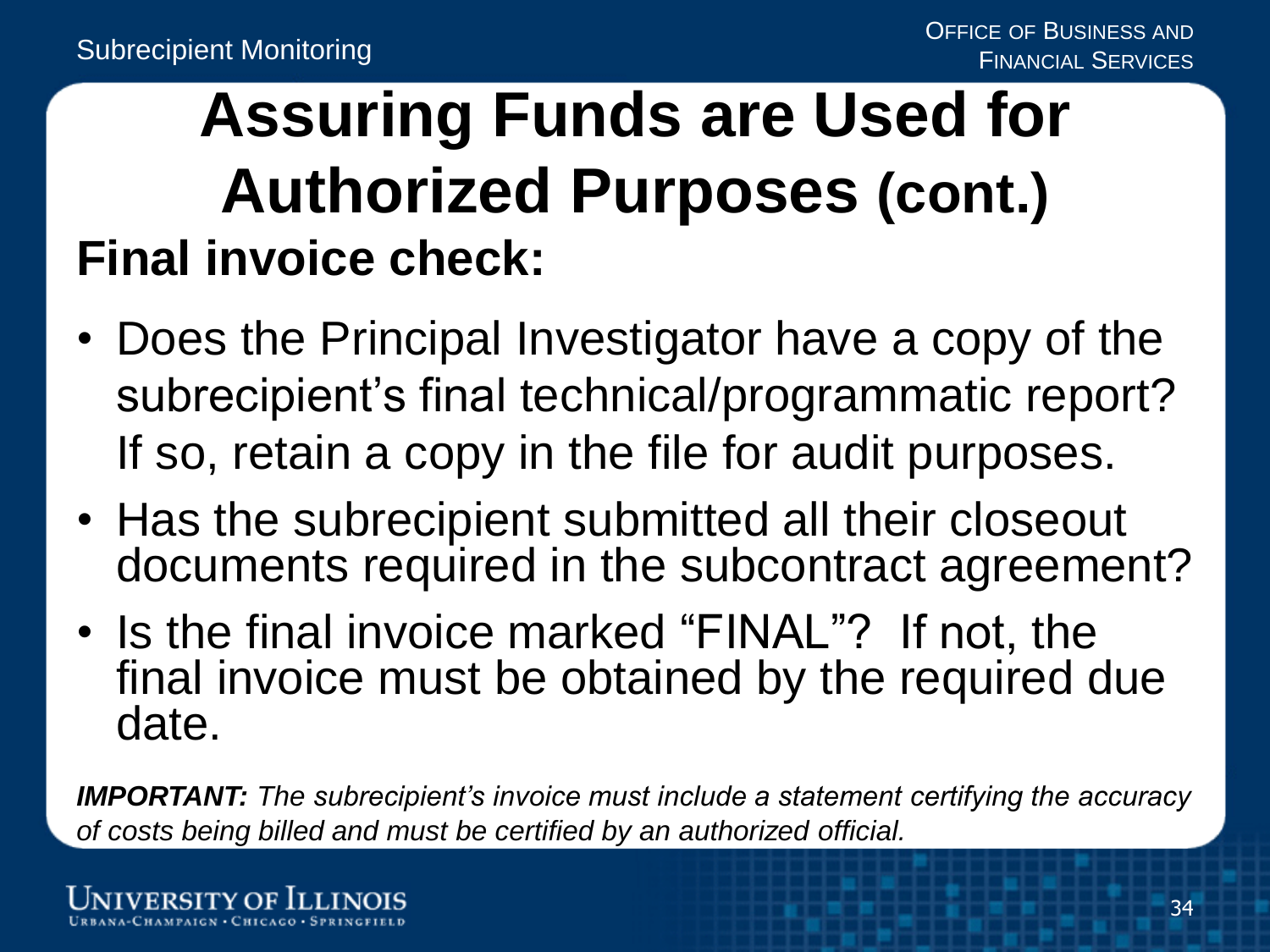# Assuring Funds are Used for Authorized Purposes (cont.)

## Final invoice check:

- Does the Principal Investigator have a copy of the subrecipient's final technical/programmatic report? If so, retain a copy in the file for audit purposes.
- Has the subrecipient submitted all their closeout documents required in the subcontract agreement?
- Is the final invoice marked "FINAL"? If not, the final invoice must be obtained by the required due date.

***IMPORTANT:*** *The subrecipient's invoice must include a statement certifying the accuracy of costs being billed and must be certified by an authorized official.*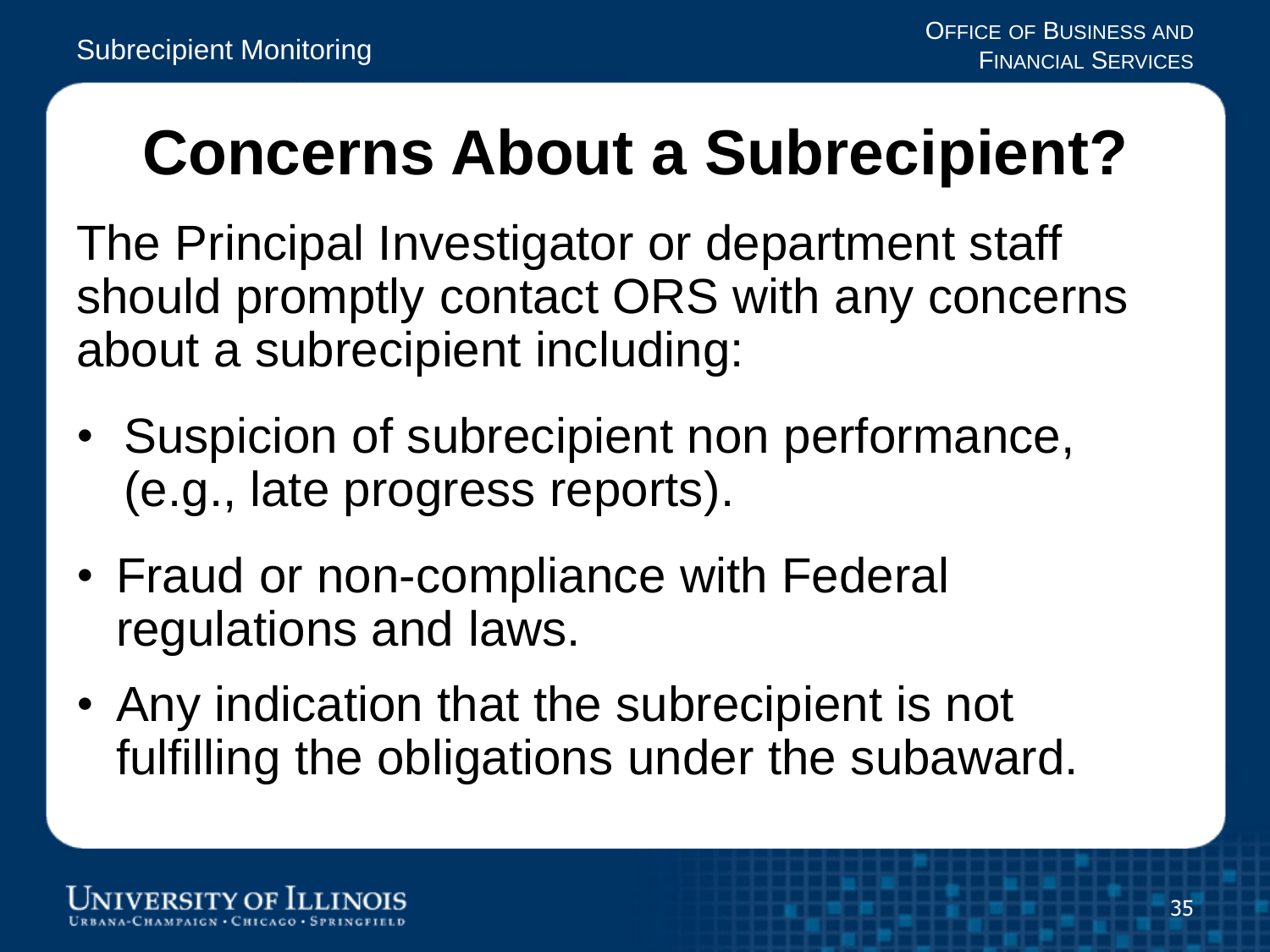# Concerns About a Subrecipient?

The Principal Investigator or department staff should promptly contact ORS with any concerns about a subrecipient including:

- Suspicion of subrecipient non performance, (e.g., late progress reports).
- Fraud or non-compliance with Federal regulations and laws.
- Any indication that the subrecipient is not fulfilling the obligations under the subaward.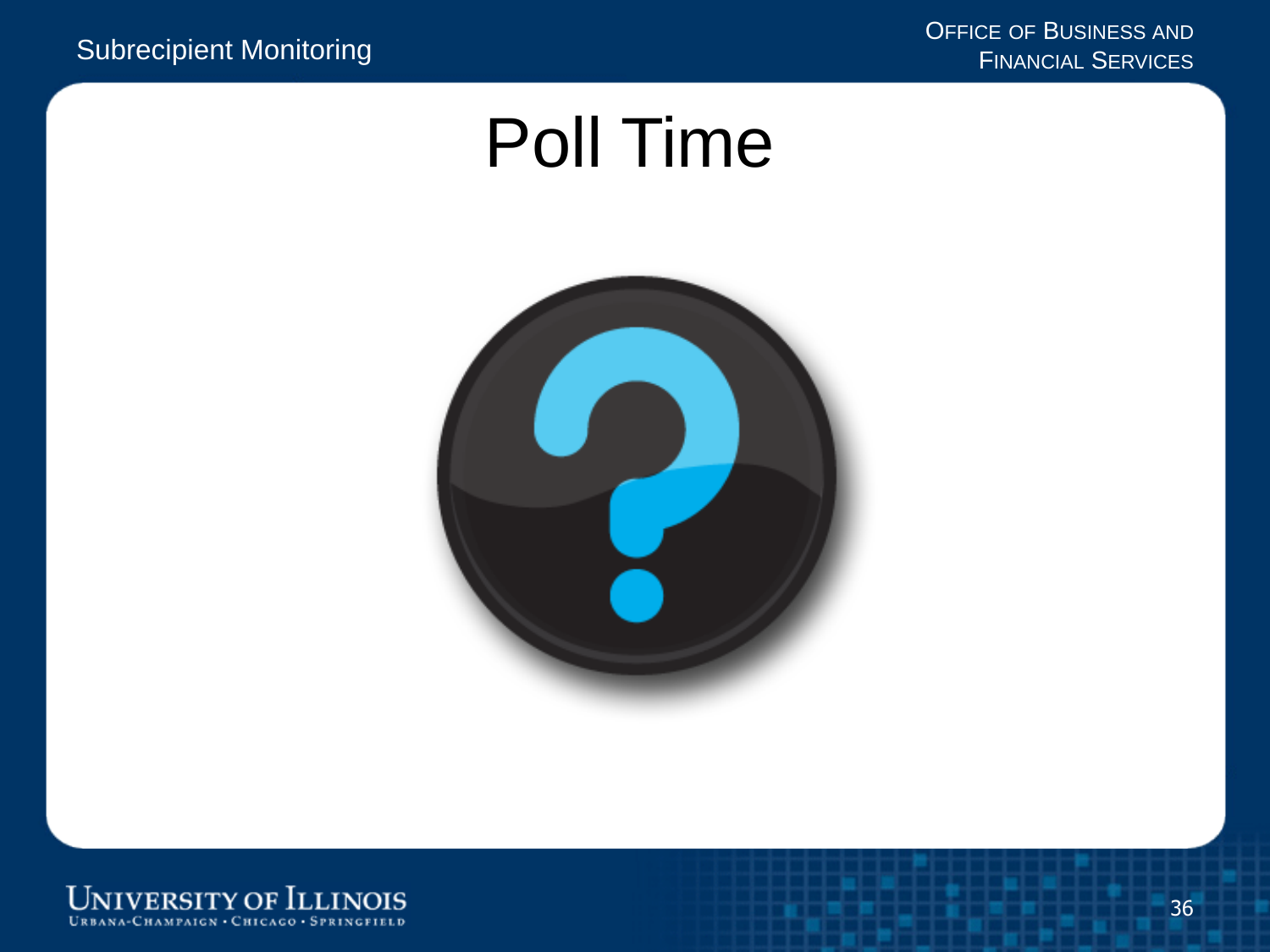# Poll Time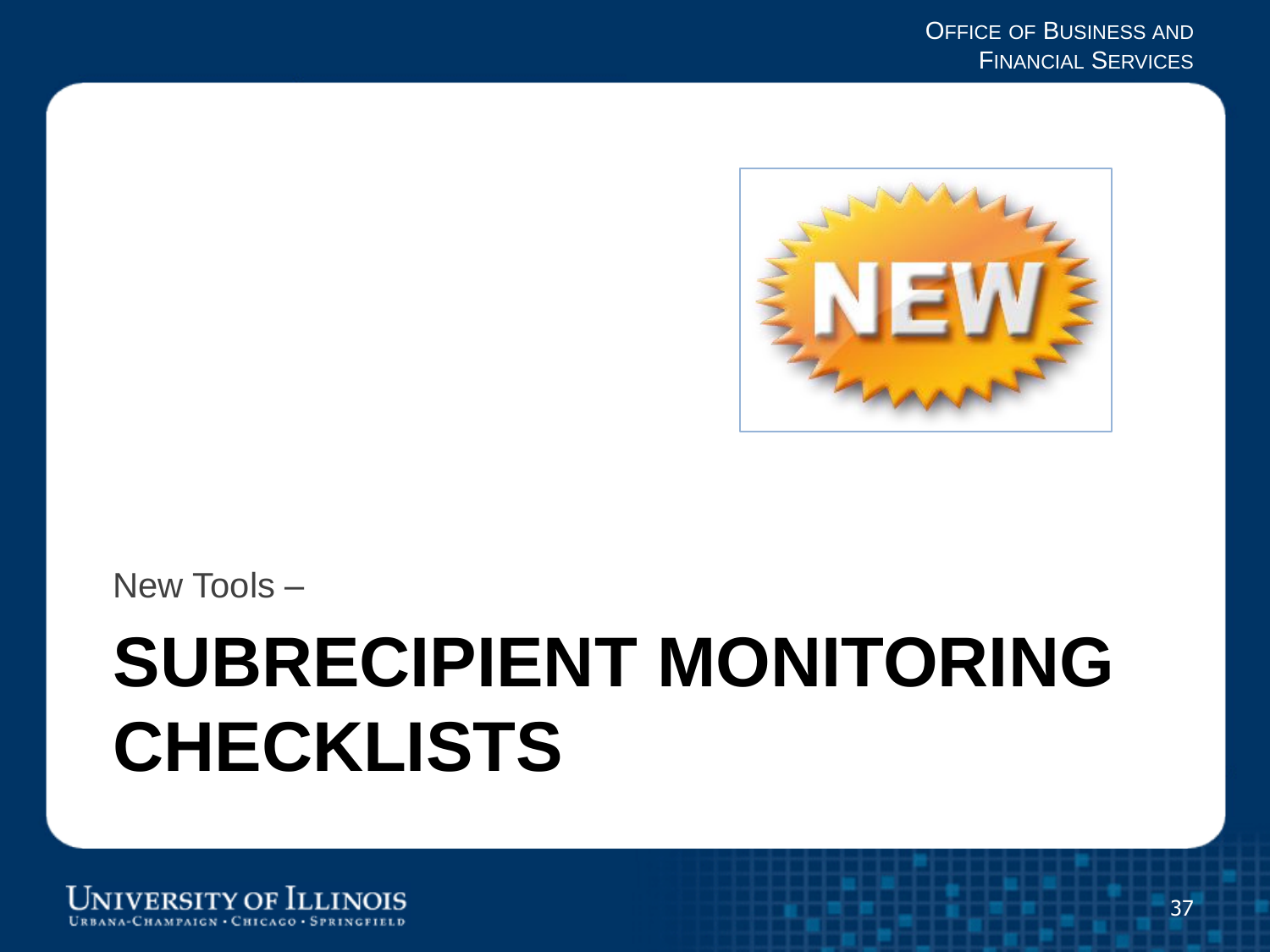New Tools –

# SUBRECIPIENT MONITORING CHECKLISTS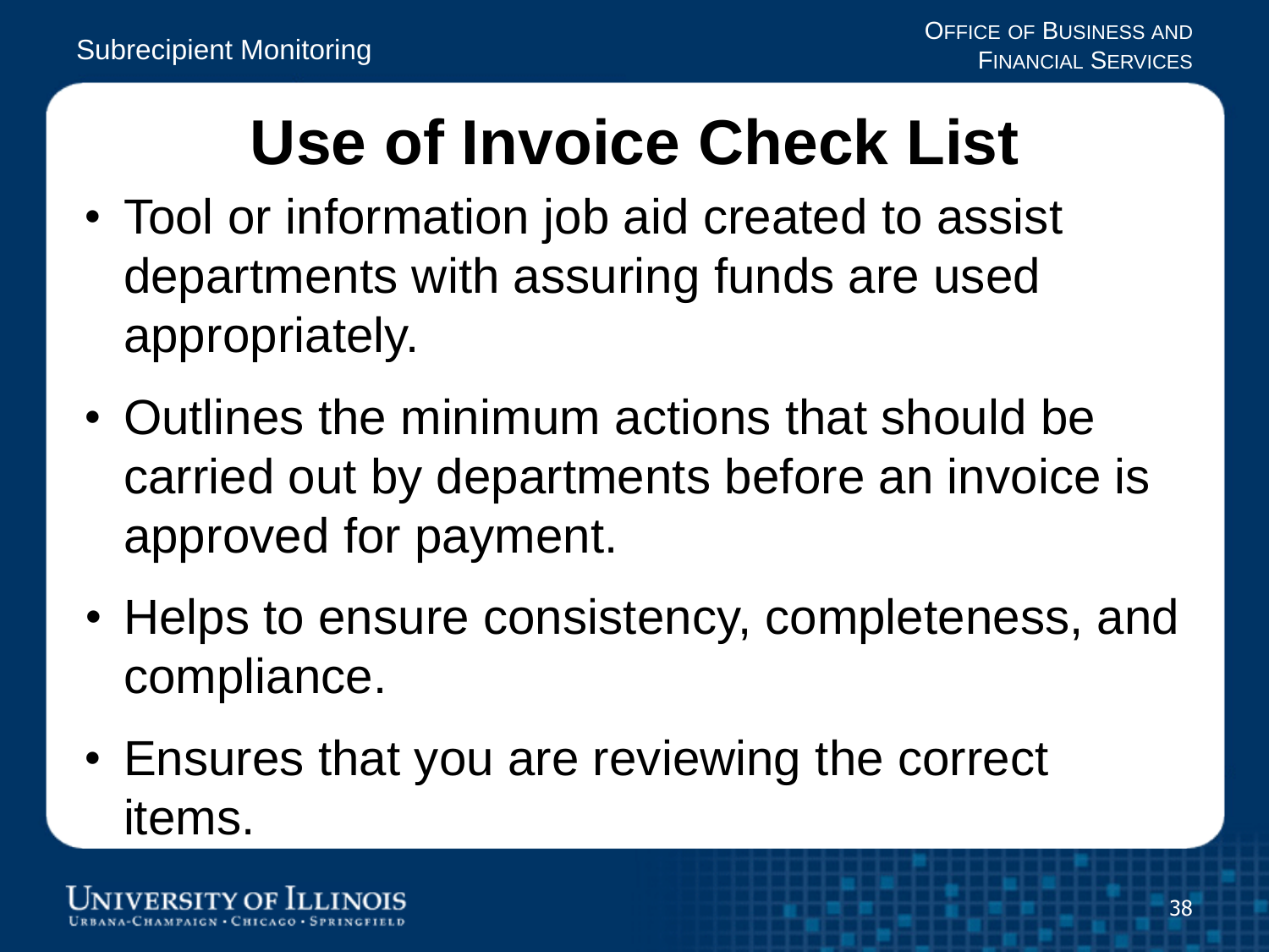# Use of Invoice Check List

- Tool or information job aid created to assist departments with assuring funds are used appropriately.
- Outlines the minimum actions that should be carried out by departments before an invoice is approved for payment.
- Helps to ensure consistency, completeness, and compliance.
- Ensures that you are reviewing the correct items.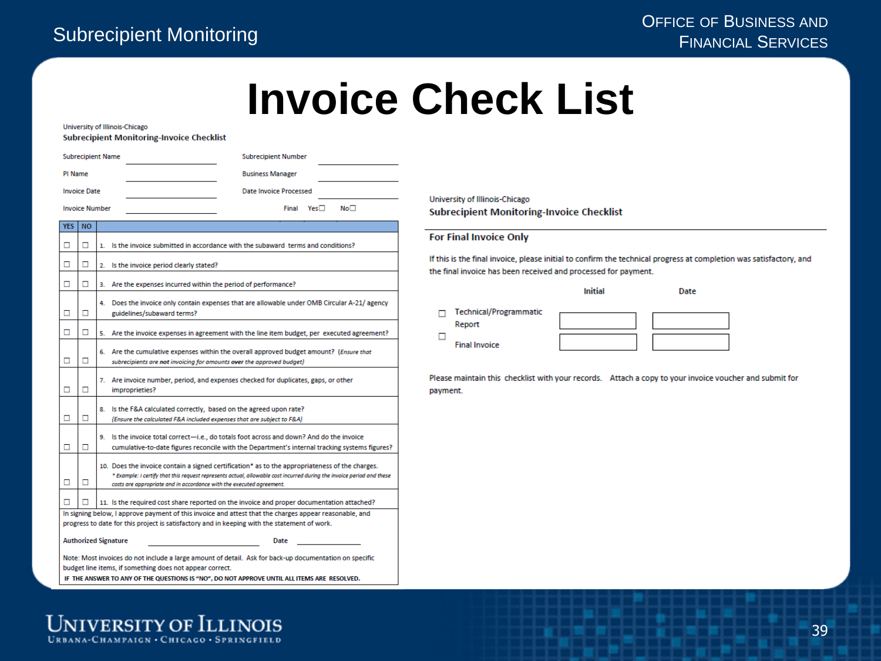# Invoice Check List

University of Illinois-Chicago

**Subrecipient Monitoring-Invoice Checklist**

| | | | |
|---|---|---|---|
| Subrecipient Name | ______________ | Subrecipient Number | ______________ |
| PI Name | ______________ | Business Manager | ______________ |
| Invoice Date | ______________ | Date Invoice Processed | ______________ |
| Invoice Number | ______________ | Final Yes☐ No☐ | |

| YES | NO | |
|---|---|---|
| ☐ | ☐ | 1. Is the invoice submitted in accordance with the subaward terms and conditions? |
| ☐ | ☐ | 2. Is the invoice period clearly stated? |
| ☐ | ☐ | 3. Are the expenses incurred within the period of performance? |
| ☐ | ☐ | 4. Does the invoice only contain expenses that are allowable under OMB Circular A-21/ agency guidelines/subaward terms? |
| ☐ | ☐ | 5. Are the invoice expenses in agreement with the line item budget, per executed agreement? |
| ☐ | ☐ | 6. Are the cumulative expenses within the overall approved budget amount? *(Ensure that subrecipients are **not** invoicing for amounts **over** the approved budget)* |
| ☐ | ☐ | 7. Are invoice number, period, and expenses checked for duplicates, gaps, or other improprieties? |
| ☐ | ☐ | 8. Is the F&A calculated correctly, based on the agreed upon rate? *(Ensure the calculated F&A included expenses that are subject to F&A)* |
| ☐ | ☐ | 9. Is the invoice total correct—i.e., do totals foot across and down? And do the invoice cumulative-to-date figures reconcile with the Department's internal tracking systems figures? |
| ☐ | ☐ | 10. Does the invoice contain a signed certification* as to the appropriateness of the charges. *\* Example: I certify that this request represents actual, allowable cost incurred during the invoice period and these costs are appropriate and in accordance with the executed agreement.* |
| ☐ | ☐ | 11. Is the required cost share reported on the invoice and proper documentation attached? |

In signing below, I approve payment of this invoice and attest that the charges appear reasonable, and progress to date for this project is satisfactory and in keeping with the statement of work.

**Authorized Signature** ______________ **Date** ______________

Note: Most invoices do not include a large amount of detail. Ask for back-up documentation on specific budget line items, if something does not appear correct.

**IF THE ANSWER TO ANY OF THE QUESTIONS IS "NO", DO NOT APPROVE UNTIL ALL ITEMS ARE RESOLVED.**

University of Illinois-Chicago

**Subrecipient Monitoring-Invoice Checklist**

**For Final Invoice Only**

If this is the final invoice, please initial to confirm the technical progress at completion was satisfactory, and the final invoice has been received and processed for payment.

| | Initial | Date |
|---|---|---|
| ☐ Technical/Programmatic Report | | |
| ☐ Final Invoice | | |

Please maintain this checklist with your records. Attach a copy to your invoice voucher and submit for payment.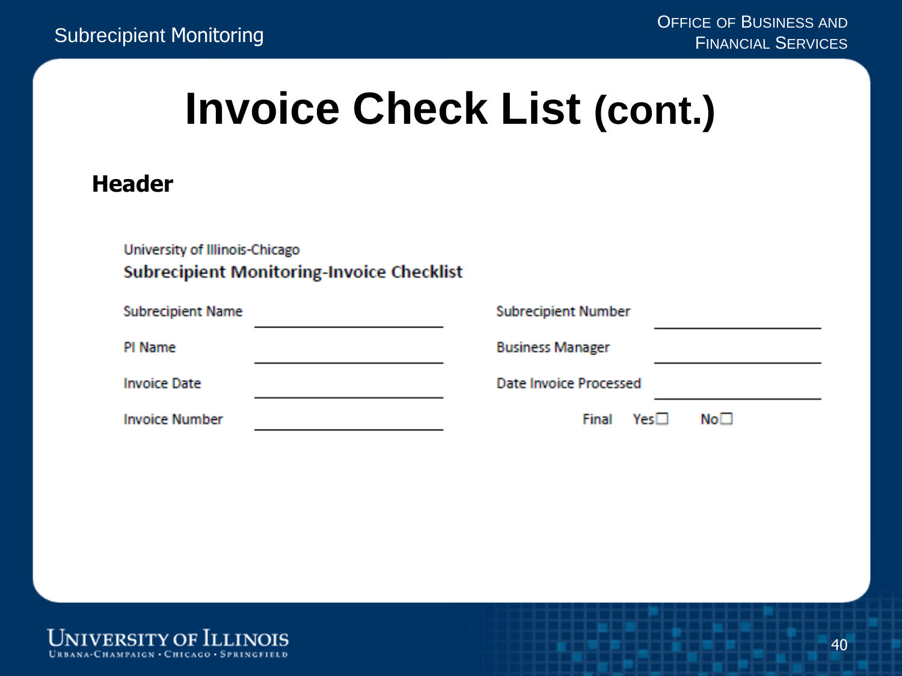# Invoice Check List (cont.)

## Header

University of Illinois-Chicago

**Subrecipient Monitoring-Invoice Checklist**

| | | | |
|---|---|---|---|
| Subrecipient Name | ____________________ | Subrecipient Number | ____________________ |
| PI Name | ____________________ | Business Manager | ____________________ |
| Invoice Date | ____________________ | Date Invoice Processed | ____________________ |
| Invoice Number | ____________________ | Final | Yes☐ No☐ |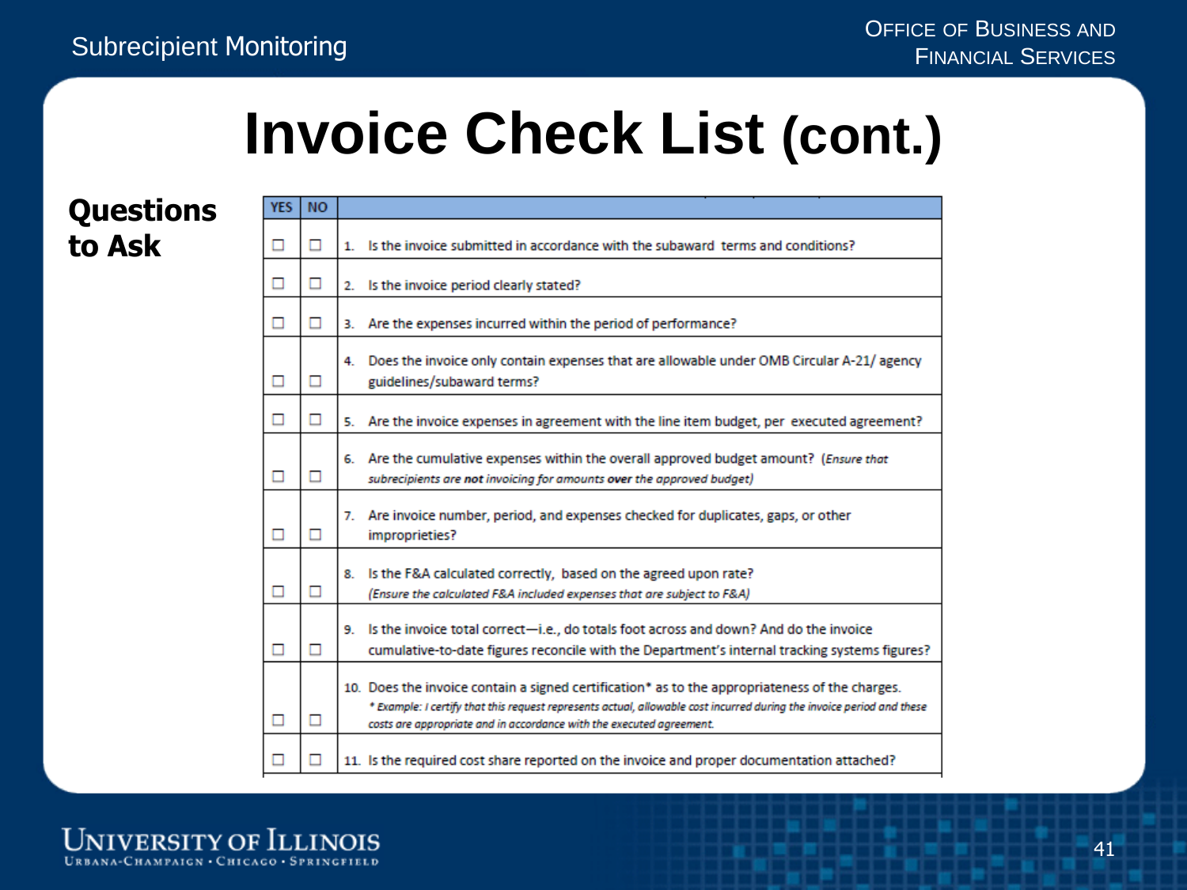# Invoice Check List (cont.)

**Questions to Ask**

| YES | NO | |
|---|---|---|
| ☐ | ☐ | 1. Is the invoice submitted in accordance with the subaward terms and conditions? |
| ☐ | ☐ | 2. Is the invoice period clearly stated? |
| ☐ | ☐ | 3. Are the expenses incurred within the period of performance? |
| ☐ | ☐ | 4. Does the invoice only contain expenses that are allowable under OMB Circular A-21/ agency guidelines/subaward terms? |
| ☐ | ☐ | 5. Are the invoice expenses in agreement with the line item budget, per executed agreement? |
| ☐ | ☐ | 6. Are the cumulative expenses within the overall approved budget amount? *(Ensure that subrecipients are **not** invoicing for amounts **over** the approved budget)* |
| ☐ | ☐ | 7. Are invoice number, period, and expenses checked for duplicates, gaps, or other improprieties? |
| ☐ | ☐ | 8. Is the F&A calculated correctly, based on the agreed upon rate? *(Ensure the calculated F&A included expenses that are subject to F&A)* |
| ☐ | ☐ | 9. Is the invoice total correct—i.e., do totals foot across and down? And do the invoice cumulative-to-date figures reconcile with the Department's internal tracking systems figures? |
| ☐ | ☐ | 10. Does the invoice contain a signed certification* as to the appropriateness of the charges. *\* Example: I certify that this request represents actual, allowable cost incurred during the invoice period and these costs are appropriate and in accordance with the executed agreement.* |
| ☐ | ☐ | 11. Is the required cost share reported on the invoice and proper documentation attached? |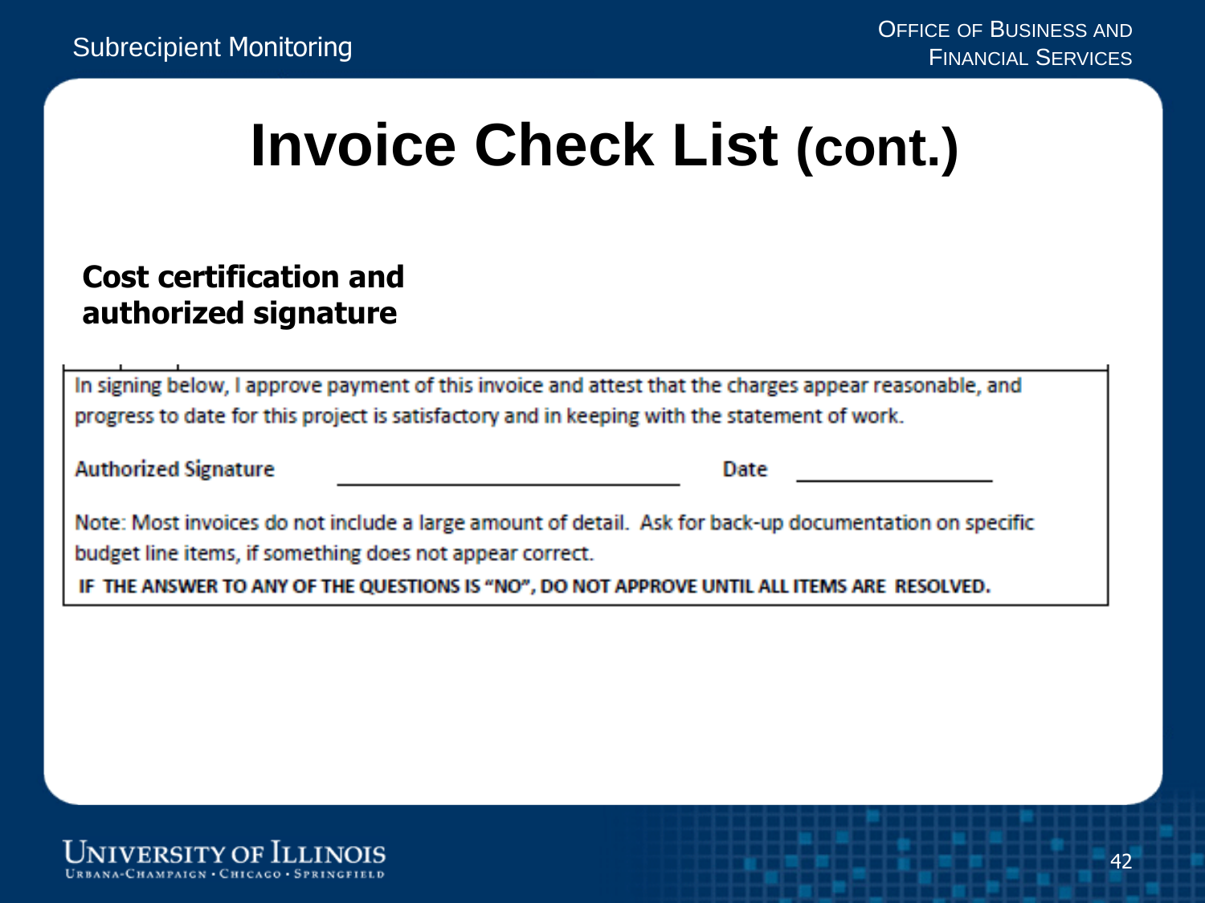# Invoice Check List (cont.)

**Cost certification and authorized signature**

In signing below, I approve payment of this invoice and attest that the charges appear reasonable, and progress to date for this project is satisfactory and in keeping with the statement of work.

Authorized Signature \_\_\_\_\_\_\_\_\_\_\_\_\_\_\_\_\_\_\_\_\_\_\_\_\_\_\_\_\_\_ Date \_\_\_\_\_\_\_\_\_\_\_\_\_\_\_\_\_\_

Note: Most invoices do not include a large amount of detail. Ask for back-up documentation on specific budget line items, if something does not appear correct.

**IF THE ANSWER TO ANY OF THE QUESTIONS IS "NO", DO NOT APPROVE UNTIL ALL ITEMS ARE RESOLVED.**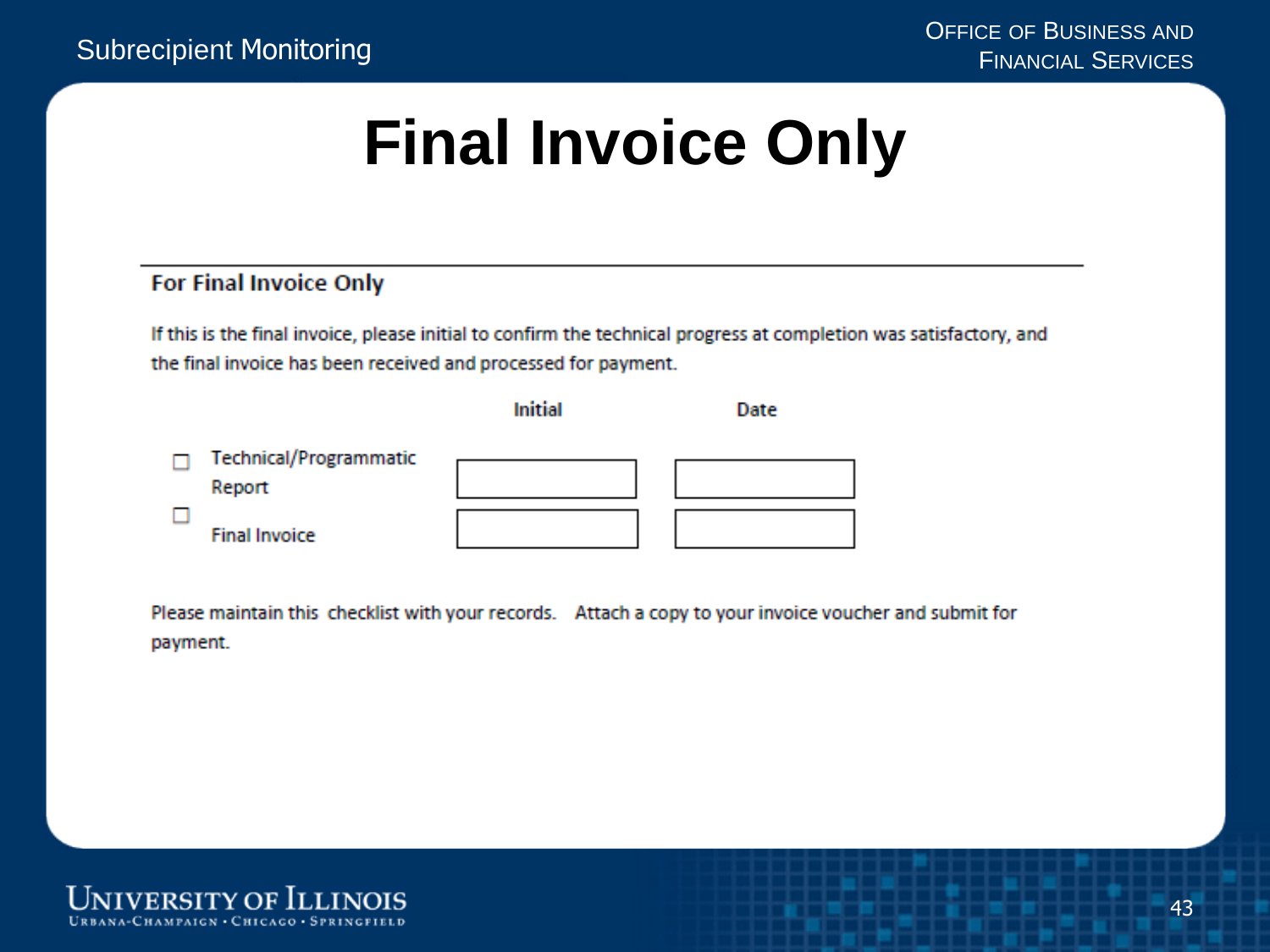# Final Invoice Only

## For Final Invoice Only

If this is the final invoice, please initial to confirm the technical progress at completion was satisfactory, and the final invoice has been received and processed for payment.

| | Initial | Date |
|---|---|---|
| ☐ Technical/Programmatic Report | | |
| ☐ Final Invoice | | |

Please maintain this checklist with your records. Attach a copy to your invoice voucher and submit for payment.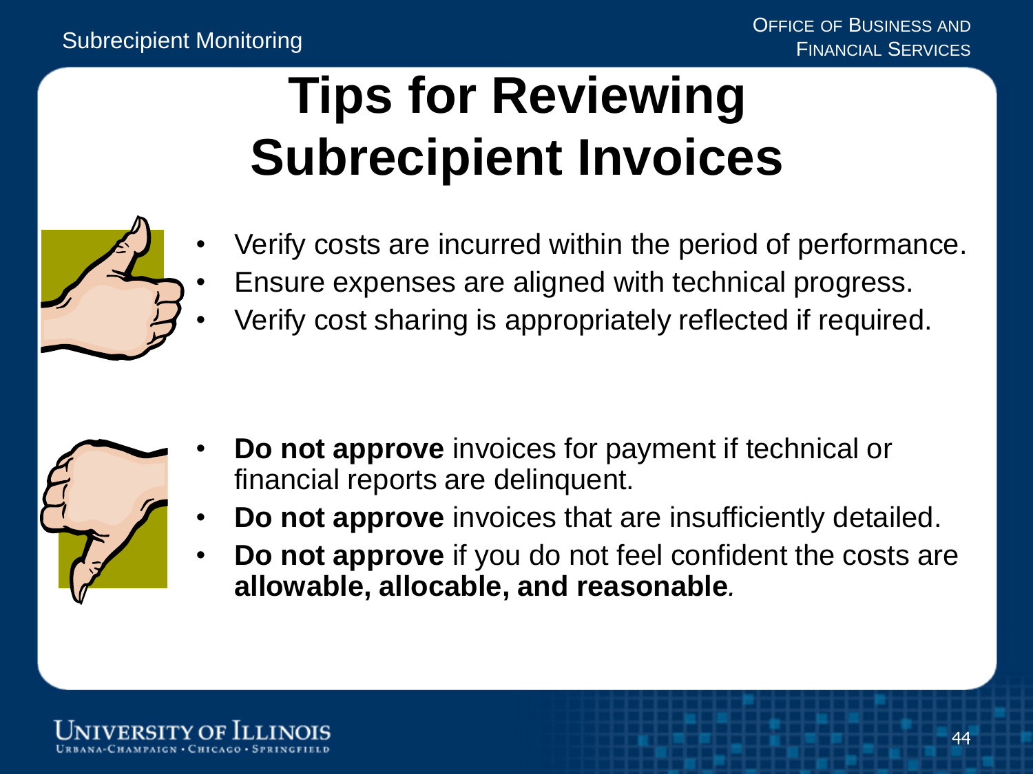# Tips for Reviewing Subrecipient Invoices

- Verify costs are incurred within the period of performance.
- Ensure expenses are aligned with technical progress.
- Verify cost sharing is appropriately reflected if required.

- **Do not approve** invoices for payment if technical or financial reports are delinquent.
- **Do not approve** invoices that are insufficiently detailed.
- **Do not approve** if you do not feel confident the costs are **allowable, allocable, and reasonable**.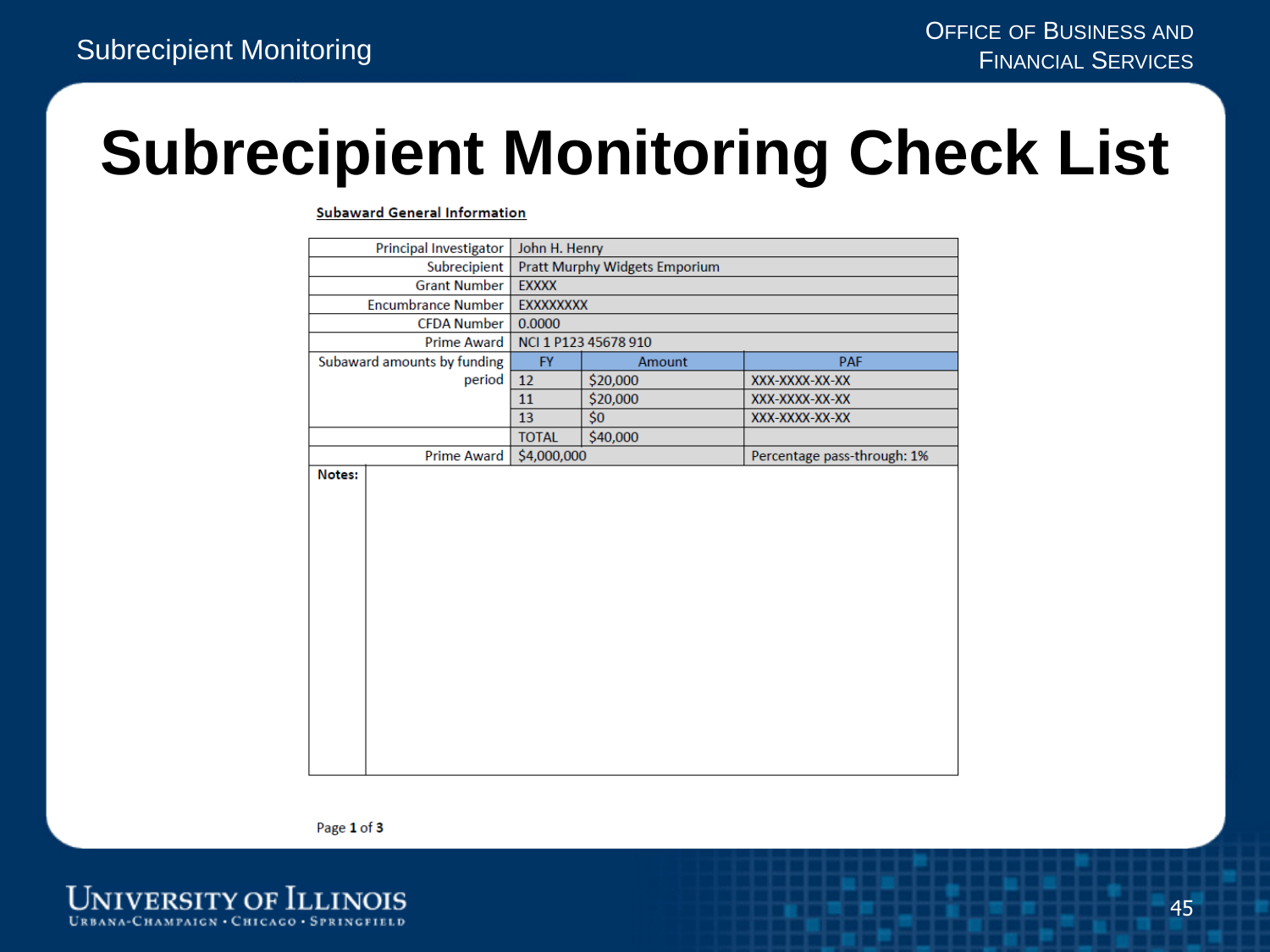# Subrecipient Monitoring Check List

**Subaward General Information**

| | | | |
|---|---|---|---|
| Principal Investigator | John H. Henry | | |
| Subrecipient | Pratt Murphy Widgets Emporium | | |
| Grant Number | EXXXX | | |
| Encumbrance Number | EXXXXXXXX | | |
| CFDA Number | 0.0000 | | |
| Prime Award | NCI 1 P123 45678 910 | | |
| Subaward amounts by funding period | FY | Amount | PAF |
| | 12 | $20,000 | XXX-XXXX-XX-XX |
| | 11 | $20,000 | XXX-XXXX-XX-XX |
| | 13 | $0 | XXX-XXXX-XX-XX |
| | TOTAL | $40,000 | |
| Prime Award | $4,000,000 | | Percentage pass-through: 1% |
| **Notes:** | | | |

Page **1** of **3**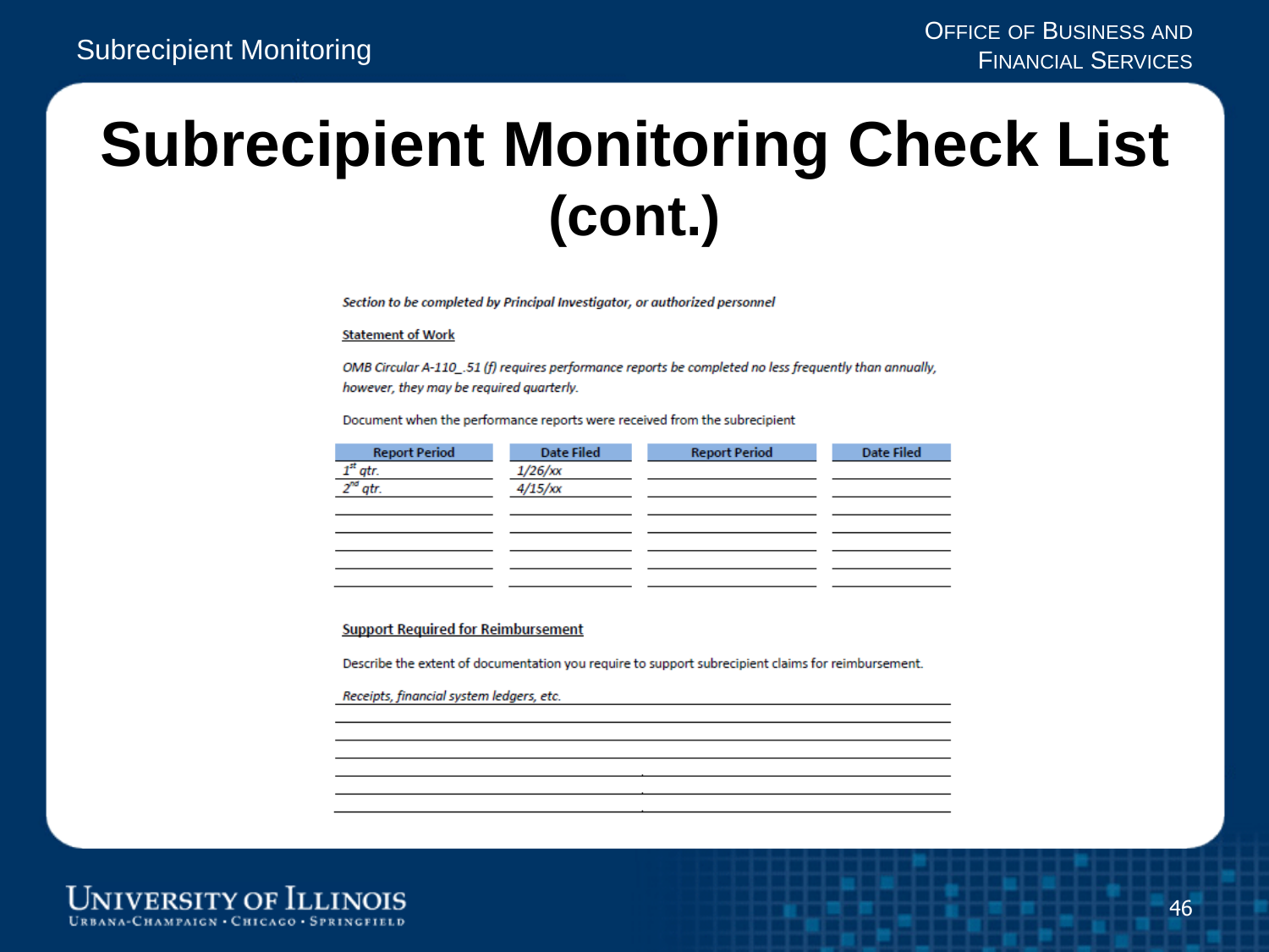# Subrecipient Monitoring Check List (cont.)

*Section to be completed by Principal Investigator, or authorized personnel*

## Statement of Work

*OMB Circular A-110_.51 (f) requires performance reports be completed no less frequently than annually, however, they may be required quarterly.*

Document when the performance reports were received from the subrecipient

| Report Period | Date Filed | Report Period | Date Filed |
|---|---|---|---|
| *1st qtr.* | *1/26/xx* | | |
| *2nd qtr.* | *4/15/xx* | | |
| | | | |
| | | | |
| | | | |
| | | | |
| | | | |

## Support Required for Reimbursement

Describe the extent of documentation you require to support subrecipient claims for reimbursement.

*Receipts, financial system ledgers, etc.*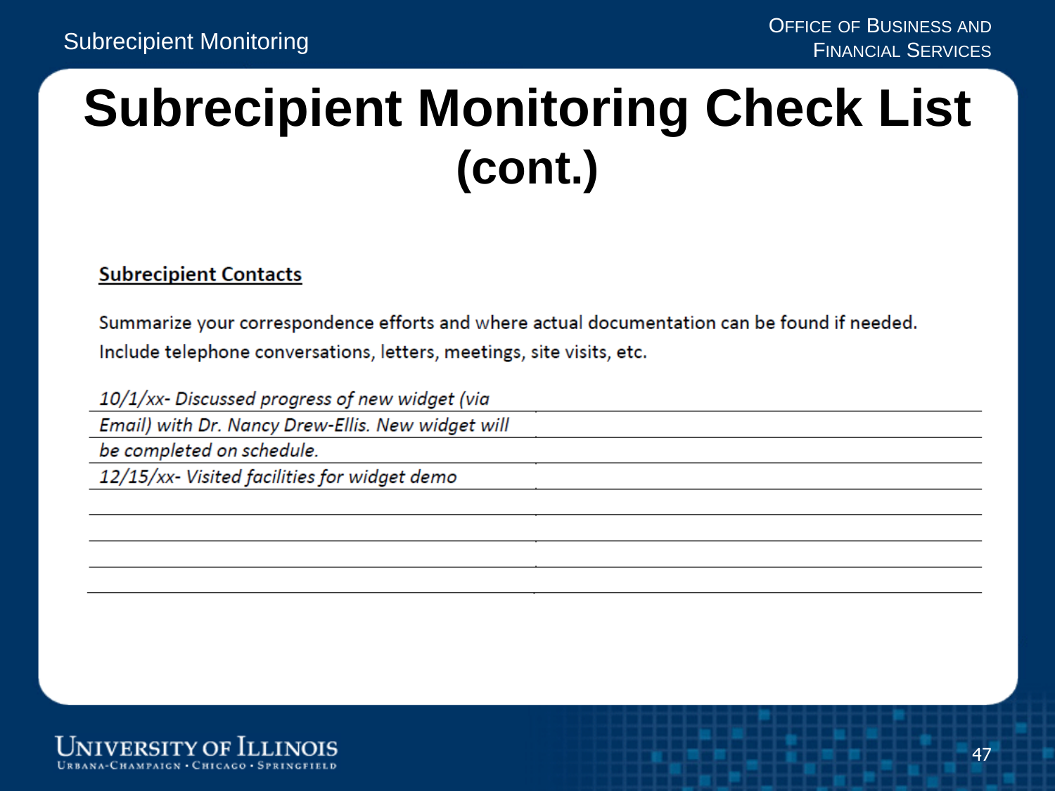# Subrecipient Monitoring Check List (cont.)

**Subrecipient Contacts**

Summarize your correspondence efforts and where actual documentation can be found if needed. Include telephone conversations, letters, meetings, site visits, etc.

*10/1/xx- Discussed progress of new widget (via Email) with Dr. Nancy Drew-Ellis. New widget will be completed on schedule.*

*12/15/xx- Visited facilities for widget demo*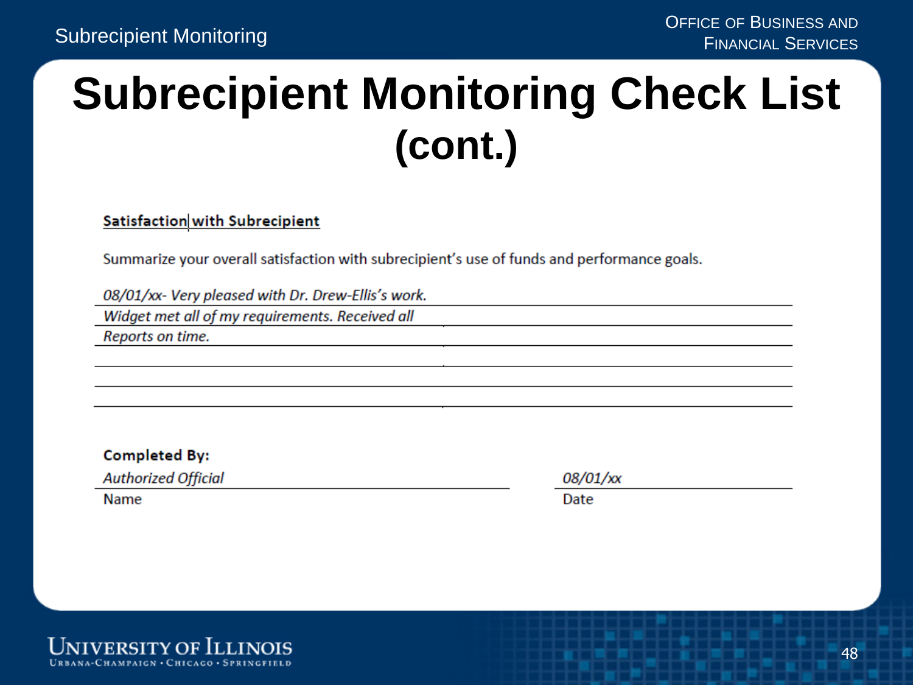# Subrecipient Monitoring Check List (cont.)

**Satisfaction with Subrecipient**

Summarize your overall satisfaction with subrecipient's use of funds and performance goals.

*08/01/xx- Very pleased with Dr. Drew-Ellis's work.*
*Widget met all of my requirements. Received all*
*Reports on time.*

**Completed By:**

| *Authorized Official* | *08/01/xx* |
|---|---|
| Name | Date |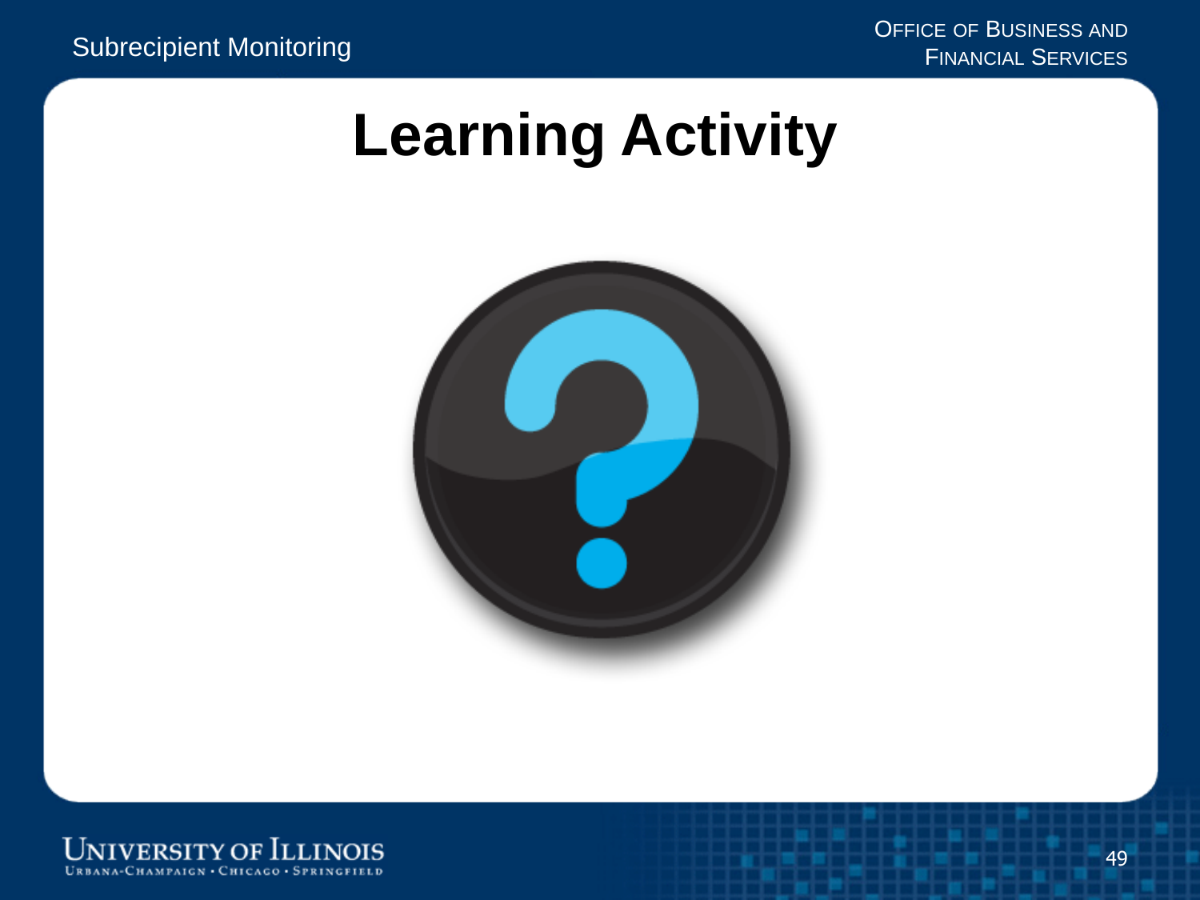# Learning Activity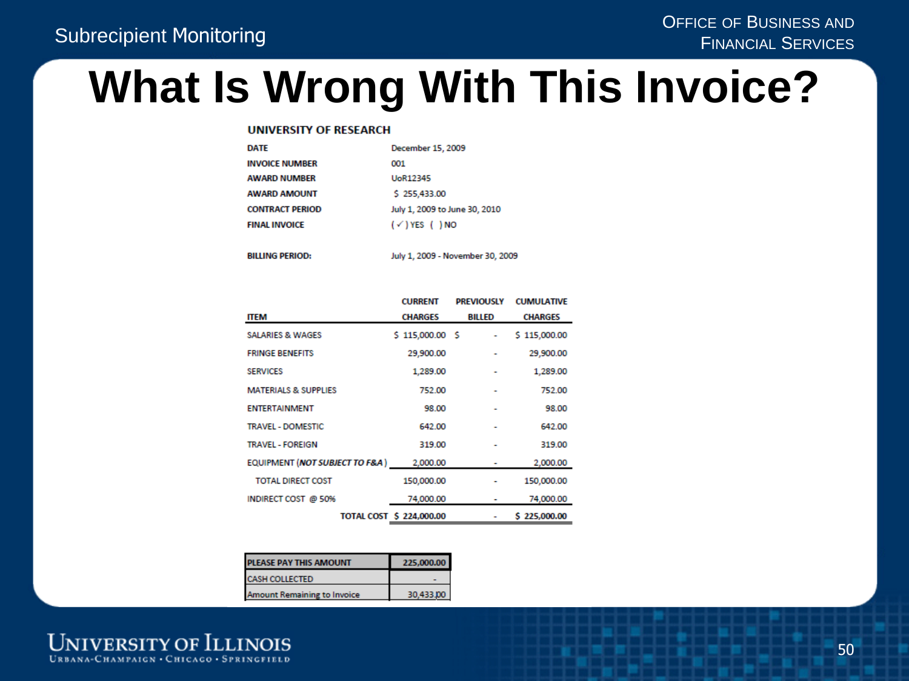# What Is Wrong With This Invoice?

**UNIVERSITY OF RESEARCH**

| | |
|---|---|
| **DATE** | December 15, 2009 |
| **INVOICE NUMBER** | 001 |
| **AWARD NUMBER** | UoR12345 |
| **AWARD AMOUNT** | $ 255,433.00 |
| **CONTRACT PERIOD** | July 1, 2009 to June 30, 2010 |
| **FINAL INVOICE** | ( ✓ ) YES ( ) NO |
| **BILLING PERIOD:** | July 1, 2009 - November 30, 2009 |

| ITEM | CURRENT CHARGES | PREVIOUSLY BILLED | CUMULATIVE CHARGES |
|---|---|---|---|
| SALARIES & WAGES | $ 115,000.00 | $ - | $ 115,000.00 |
| FRINGE BENEFITS | 29,900.00 | - | 29,900.00 |
| SERVICES | 1,289.00 | - | 1,289.00 |
| MATERIALS & SUPPLIES | 752.00 | - | 752.00 |
| ENTERTAINMENT | 98.00 | - | 98.00 |
| TRAVEL - DOMESTIC | 642.00 | - | 642.00 |
| TRAVEL - FOREIGN | 319.00 | - | 319.00 |
| EQUIPMENT (***NOT SUBJECT TO F&A***) | 2,000.00 | - | 2,000.00 |
| TOTAL DIRECT COST | 150,000.00 | - | 150,000.00 |
| INDIRECT COST @ 50% | 74,000.00 | - | 74,000.00 |
| **TOTAL COST** | **$ 224,000.00** | **-** | **$ 225,000.00** |

| | |
|---|---|
| **PLEASE PAY THIS AMOUNT** | **225,000.00** |
| CASH COLLECTED | - |
| Amount Remaining to Invoice | 30,433.00 |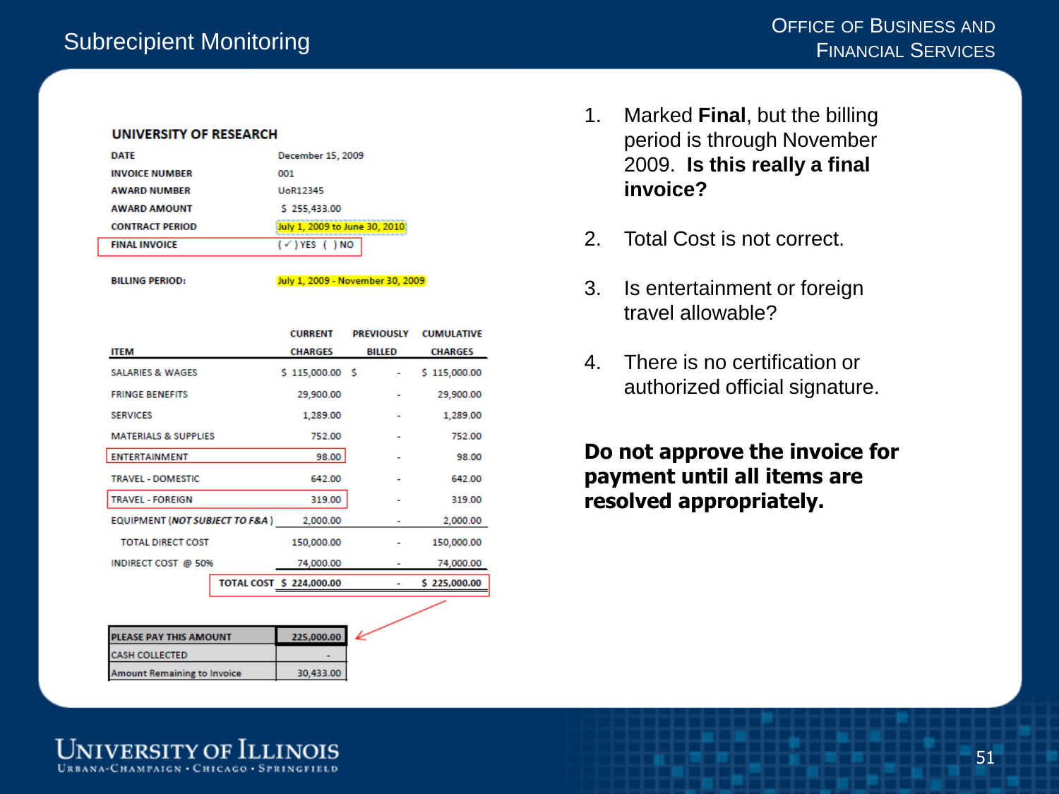## Subrecipient Monitoring

Office of Business and Financial Services

**UNIVERSITY OF RESEARCH**

| | |
|---|---|
| DATE | December 15, 2009 |
| INVOICE NUMBER | 001 |
| AWARD NUMBER | UoR12345 |
| AWARD AMOUNT | $ 255,433.00 |
| CONTRACT PERIOD | July 1, 2009 to June 30, 2010 |
| FINAL INVOICE | ( ✓ ) YES ( ) NO |

BILLING PERIOD: July 1, 2009 - November 30, 2009

| ITEM | CURRENT CHARGES | PREVIOUSLY BILLED | CUMULATIVE CHARGES |
|---|---|---|---|
| SALARIES & WAGES | $ 115,000.00 | $ - | $ 115,000.00 |
| FRINGE BENEFITS | 29,900.00 | - | 29,900.00 |
| SERVICES | 1,289.00 | - | 1,289.00 |
| MATERIALS & SUPPLIES | 752.00 | - | 752.00 |
| ENTERTAINMENT | 98.00 | - | 98.00 |
| TRAVEL - DOMESTIC | 642.00 | - | 642.00 |
| TRAVEL - FOREIGN | 319.00 | - | 319.00 |
| EQUIPMENT (*NOT SUBJECT TO F&A*) | 2,000.00 | - | 2,000.00 |
| TOTAL DIRECT COST | 150,000.00 | - | 150,000.00 |
| INDIRECT COST @ 50% | 74,000.00 | - | 74,000.00 |
| TOTAL COST | $ 224,000.00 | - | $ 225,000.00 |

| | |
|---|---|
| PLEASE PAY THIS AMOUNT | 225,000.00 |
| CASH COLLECTED | - |
| Amount Remaining to Invoice | 30,433.00 |

1. Marked **Final**, but the billing period is through November 2009. **Is this really a final invoice?**
2. Total Cost is not correct.
3. Is entertainment or foreign travel allowable?
4. There is no certification or authorized official signature.

**Do not approve the invoice for payment until all items are resolved appropriately.**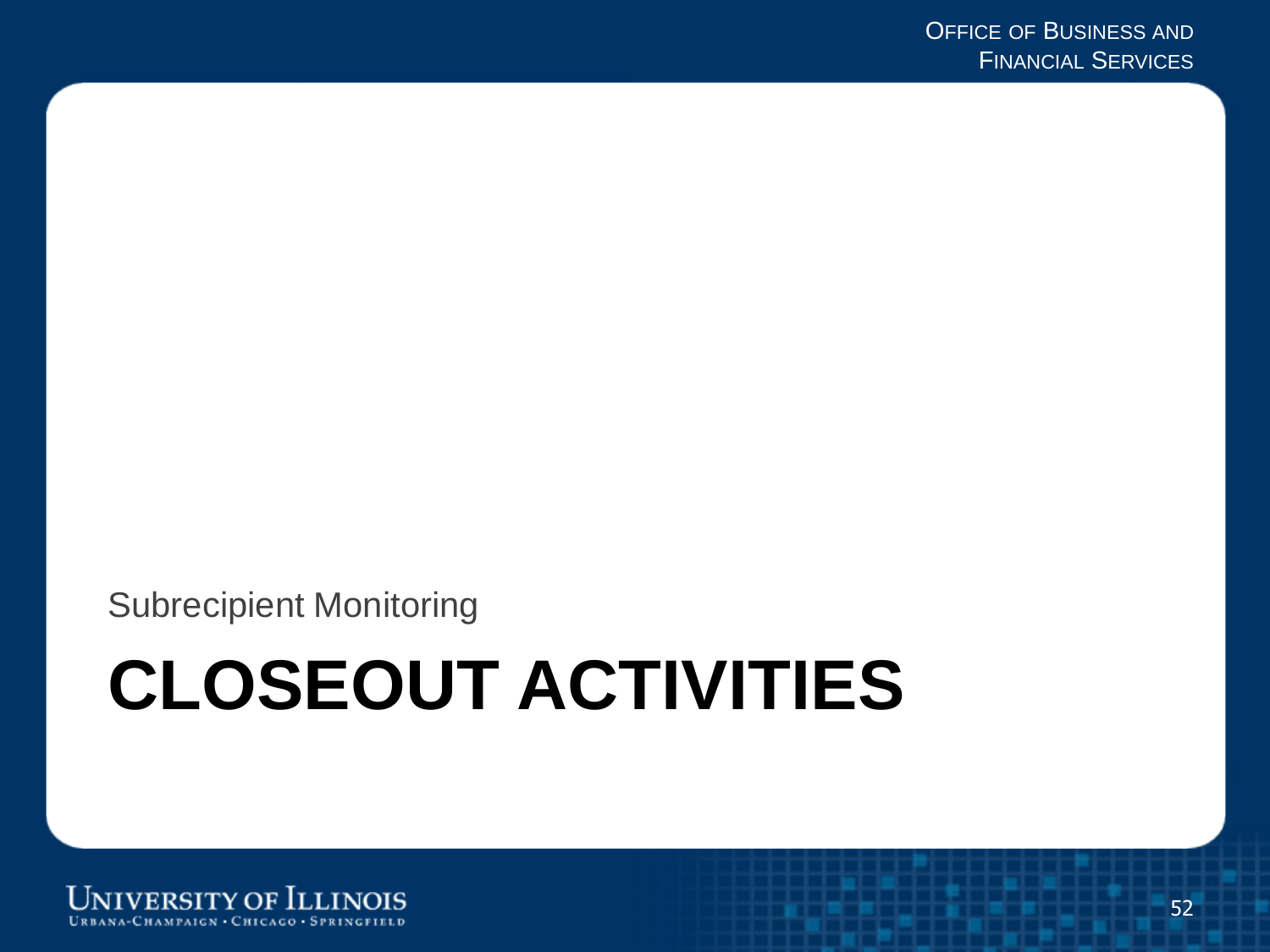Subrecipient Monitoring

# CLOSEOUT ACTIVITIES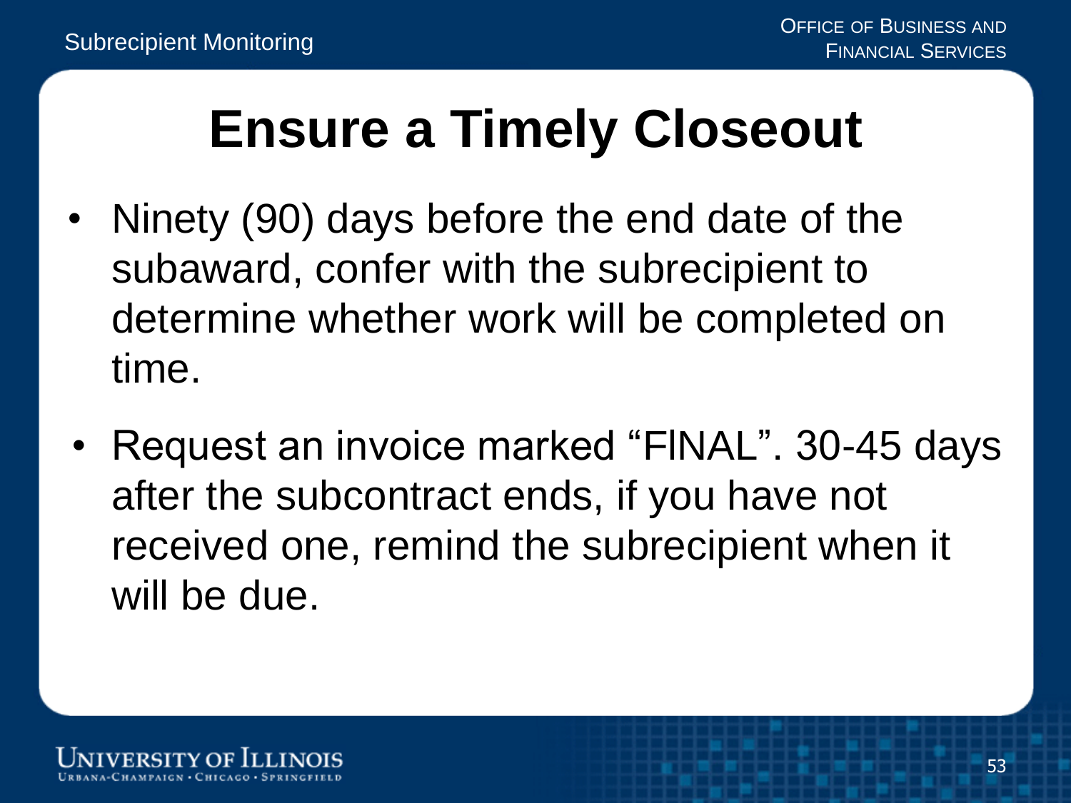# Ensure a Timely Closeout

- Ninety (90) days before the end date of the subaward, confer with the subrecipient to determine whether work will be completed on time.
- Request an invoice marked “FINAL”. 30-45 days after the subcontract ends, if you have not received one, remind the subrecipient when it will be due.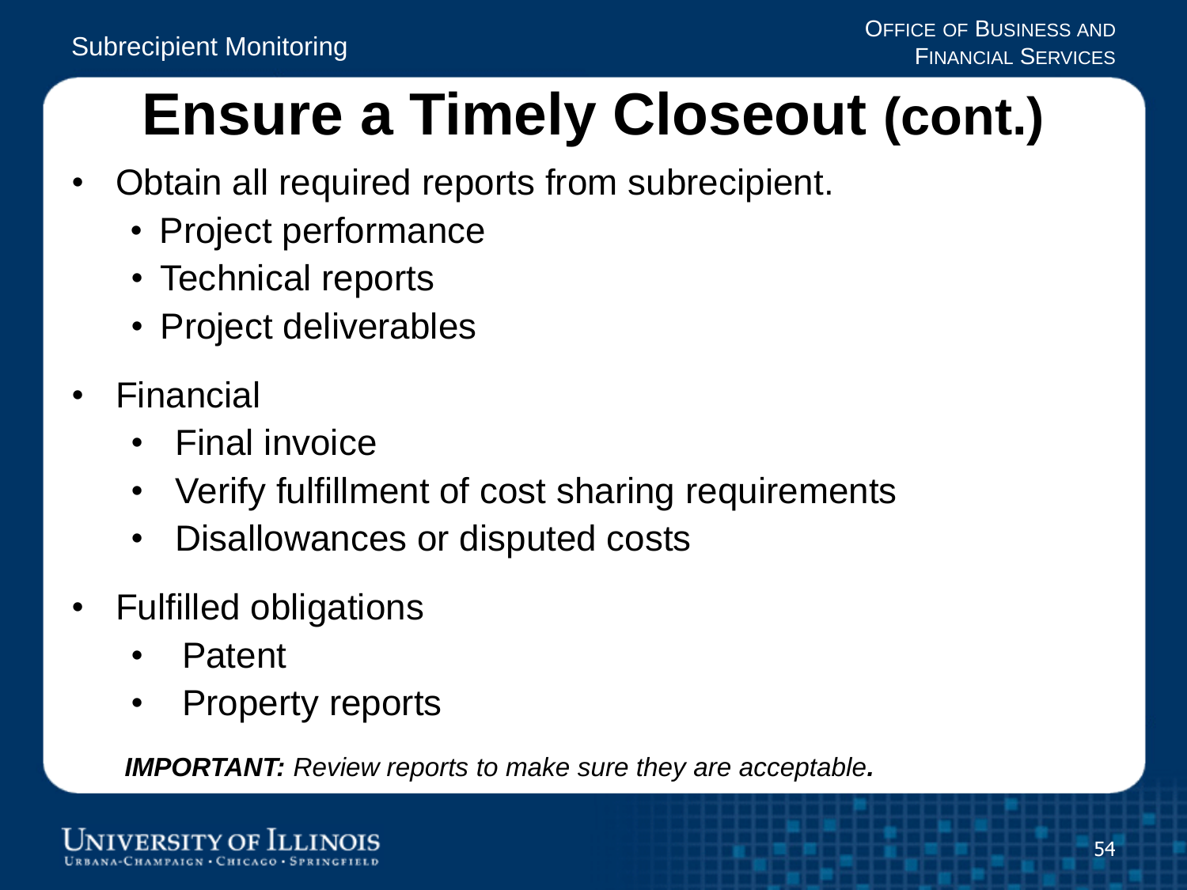# Ensure a Timely Closeout (cont.)

- Obtain all required reports from subrecipient.
  - Project performance
  - Technical reports
  - Project deliverables
- Financial
  - Final invoice
  - Verify fulfillment of cost sharing requirements
  - Disallowances or disputed costs
- Fulfilled obligations
  - Patent
  - Property reports

***IMPORTANT:*** *Review reports to make sure they are acceptable.*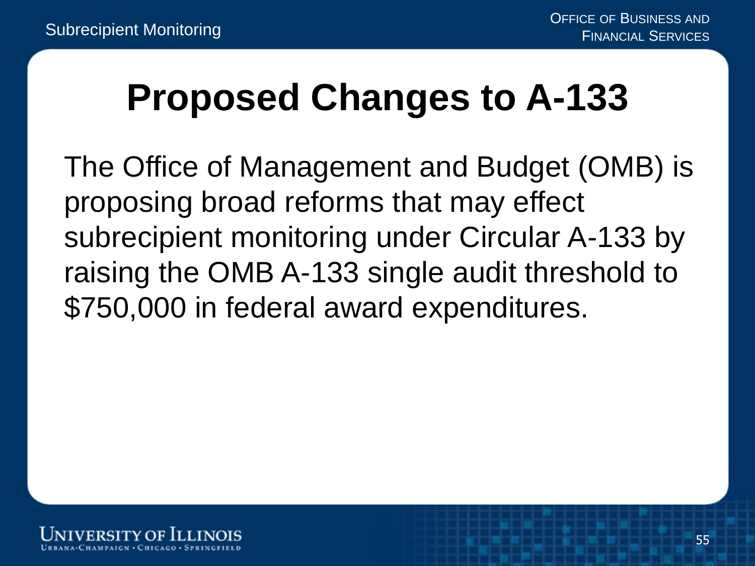# Proposed Changes to A-133

The Office of Management and Budget (OMB) is proposing broad reforms that may effect subrecipient monitoring under Circular A-133 by raising the OMB A-133 single audit threshold to $750,000 in federal award expenditures.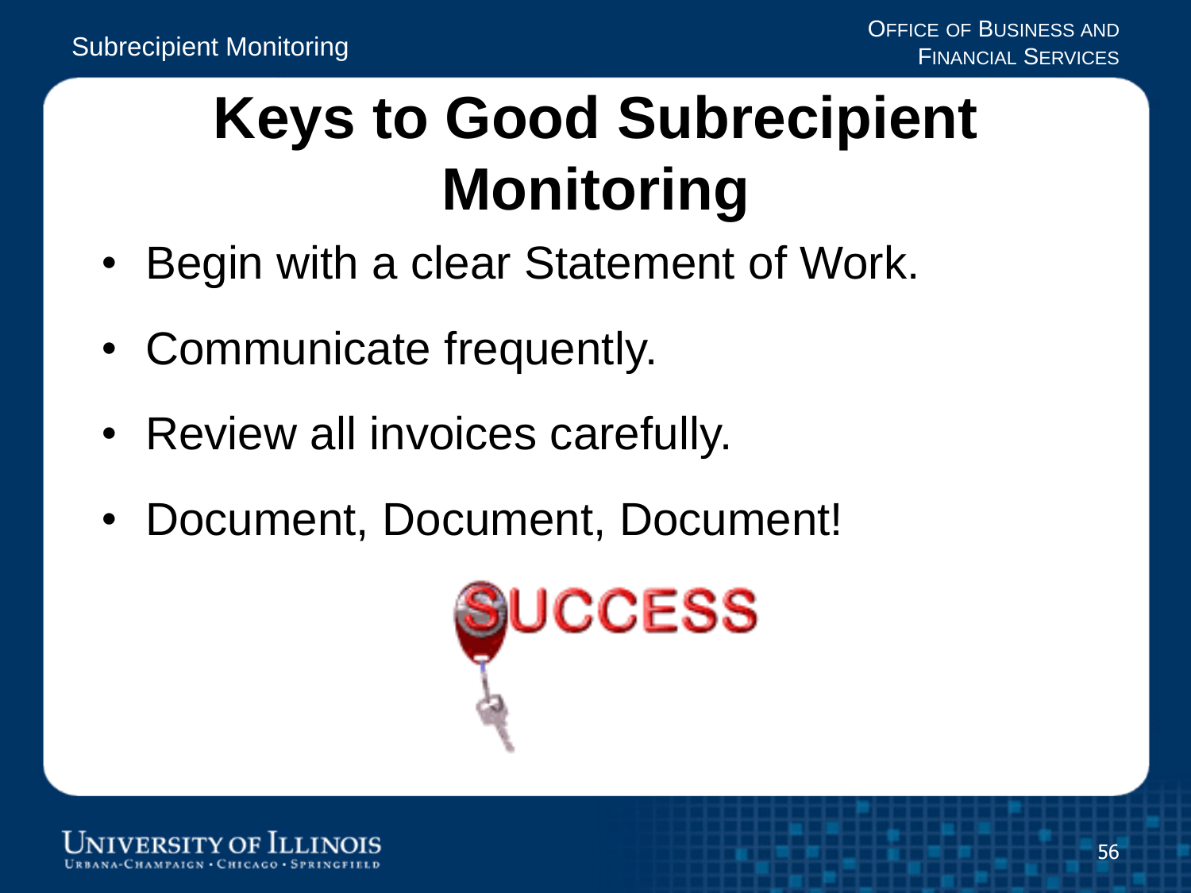# Keys to Good Subrecipient Monitoring

- Begin with a clear Statement of Work.
- Communicate frequently.
- Review all invoices carefully.
- Document, Document, Document!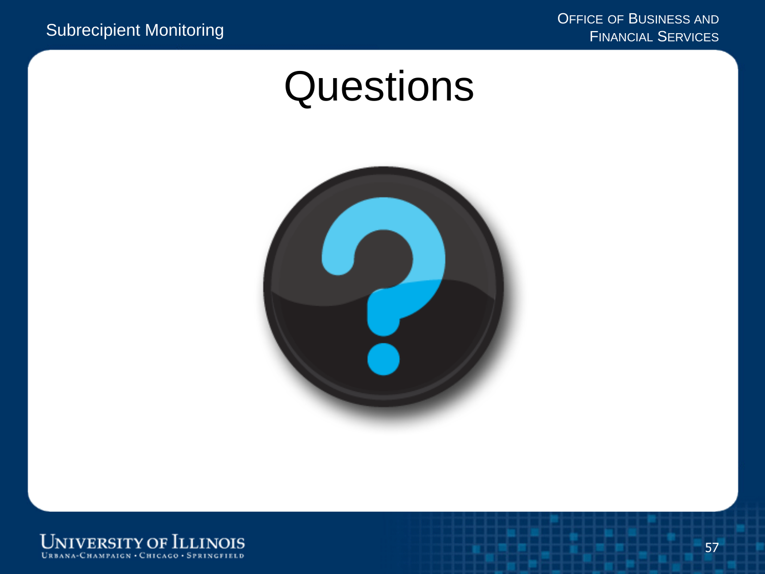# Questions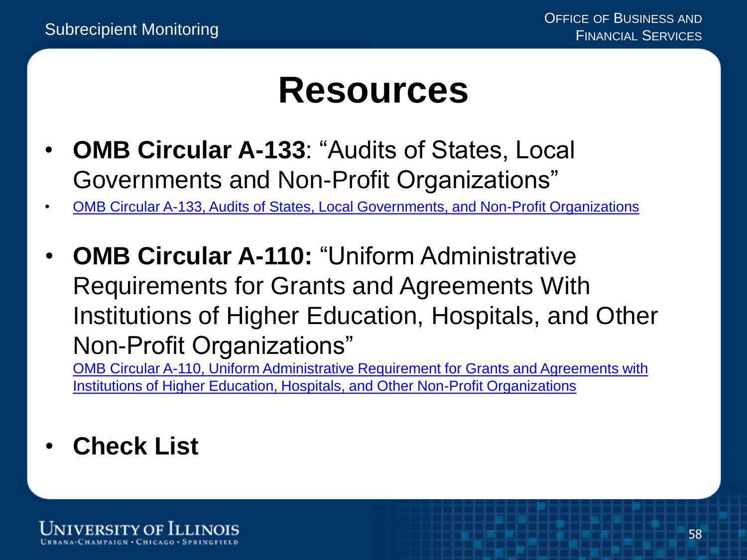# Resources

- **OMB Circular A-133**: "Audits of States, Local Governments and Non-Profit Organizations"
- OMB Circular A-133, Audits of States, Local Governments, and Non-Profit Organizations
- **OMB Circular A-110:** "Uniform Administrative Requirements for Grants and Agreements With Institutions of Higher Education, Hospitals, and Other Non-Profit Organizations"
  OMB Circular A-110, Uniform Administrative Requirement for Grants and Agreements with Institutions of Higher Education, Hospitals, and Other Non-Profit Organizations
- **Check List**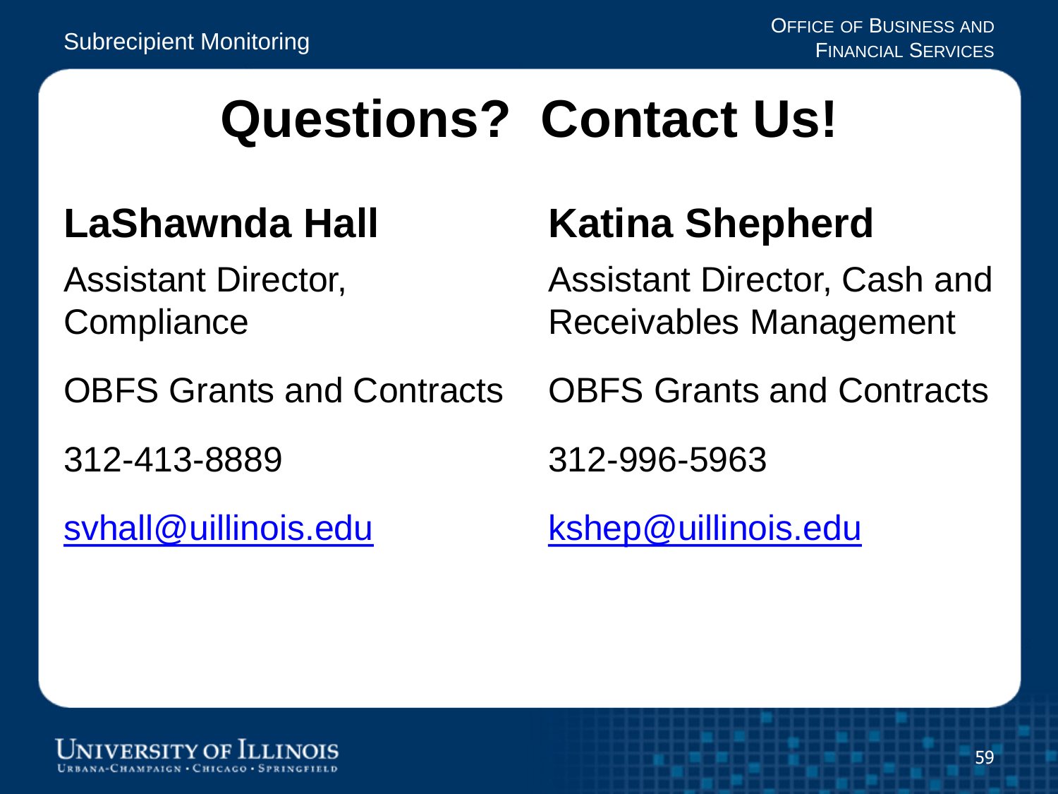# Questions? Contact Us!

**LaShawnda Hall**

Assistant Director, Compliance

OBFS Grants and Contracts

312-413-8889

svhall@uillinois.edu

**Katina Shepherd**

Assistant Director, Cash and Receivables Management

OBFS Grants and Contracts

312-996-5963

kshep@uillinois.edu